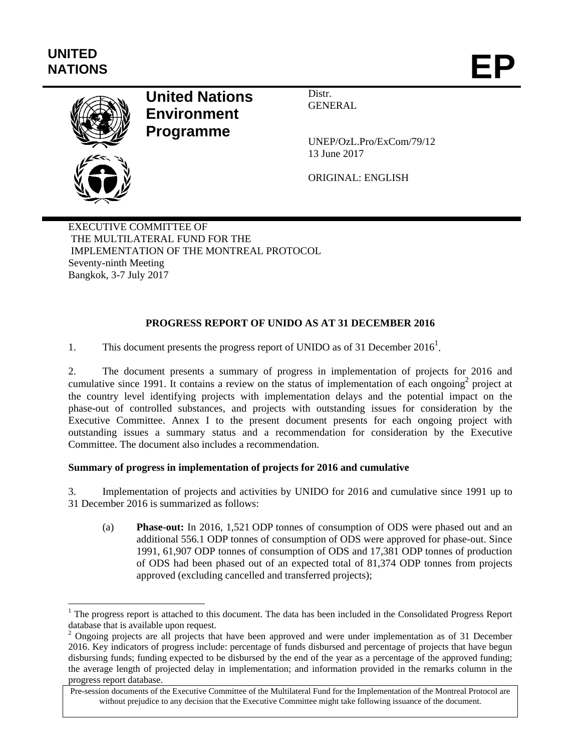UNITED NATIONS

# EP

**United Nations Environment Programme**

Distr.
GENERAL

UNEP/OzL.Pro/ExCom/79/12
13 June 2017

ORIGINAL: ENGLISH

EXECUTIVE COMMITTEE OF
THE MULTILATERAL FUND FOR THE
IMPLEMENTATION OF THE MONTREAL PROTOCOL
Seventy-ninth Meeting
Bangkok, 3-7 July 2017

## PROGRESS REPORT OF UNIDO AS AT 31 DECEMBER 2016

1. This document presents the progress report of UNIDO as of 31 December 2016[1].

2. The document presents a summary of progress in implementation of projects for 2016 and cumulative since 1991. It contains a review on the status of implementation of each ongoing[2] project at the country level identifying projects with implementation delays and the potential impact on the phase-out of controlled substances, and projects with outstanding issues for consideration by the Executive Committee. Annex I to the present document presents for each ongoing project with outstanding issues a summary status and a recommendation for consideration by the Executive Committee. The document also includes a recommendation.

### Summary of progress in implementation of projects for 2016 and cumulative

3. Implementation of projects and activities by UNIDO for 2016 and cumulative since 1991 up to 31 December 2016 is summarized as follows:

(a) **Phase-out:** In 2016, 1,521 ODP tonnes of consumption of ODS were phased out and an additional 556.1 ODP tonnes of consumption of ODS were approved for phase-out. Since 1991, 61,907 ODP tonnes of consumption of ODS and 17,381 ODP tonnes of production of ODS had been phased out of an expected total of 81,374 ODP tonnes from projects approved (excluding cancelled and transferred projects);

---

[1] The progress report is attached to this document. The data has been included in the Consolidated Progress Report database that is available upon request.

[2] Ongoing projects are all projects that have been approved and were under implementation as of 31 December 2016. Key indicators of progress include: percentage of funds disbursed and percentage of projects that have begun disbursing funds; funding expected to be disbursed by the end of the year as a percentage of the approved funding; the average length of projected delay in implementation; and information provided in the remarks column in the progress report database.

Pre-session documents of the Executive Committee of the Multilateral Fund for the Implementation of the Montreal Protocol are without prejudice to any decision that the Executive Committee might take following issuance of the document.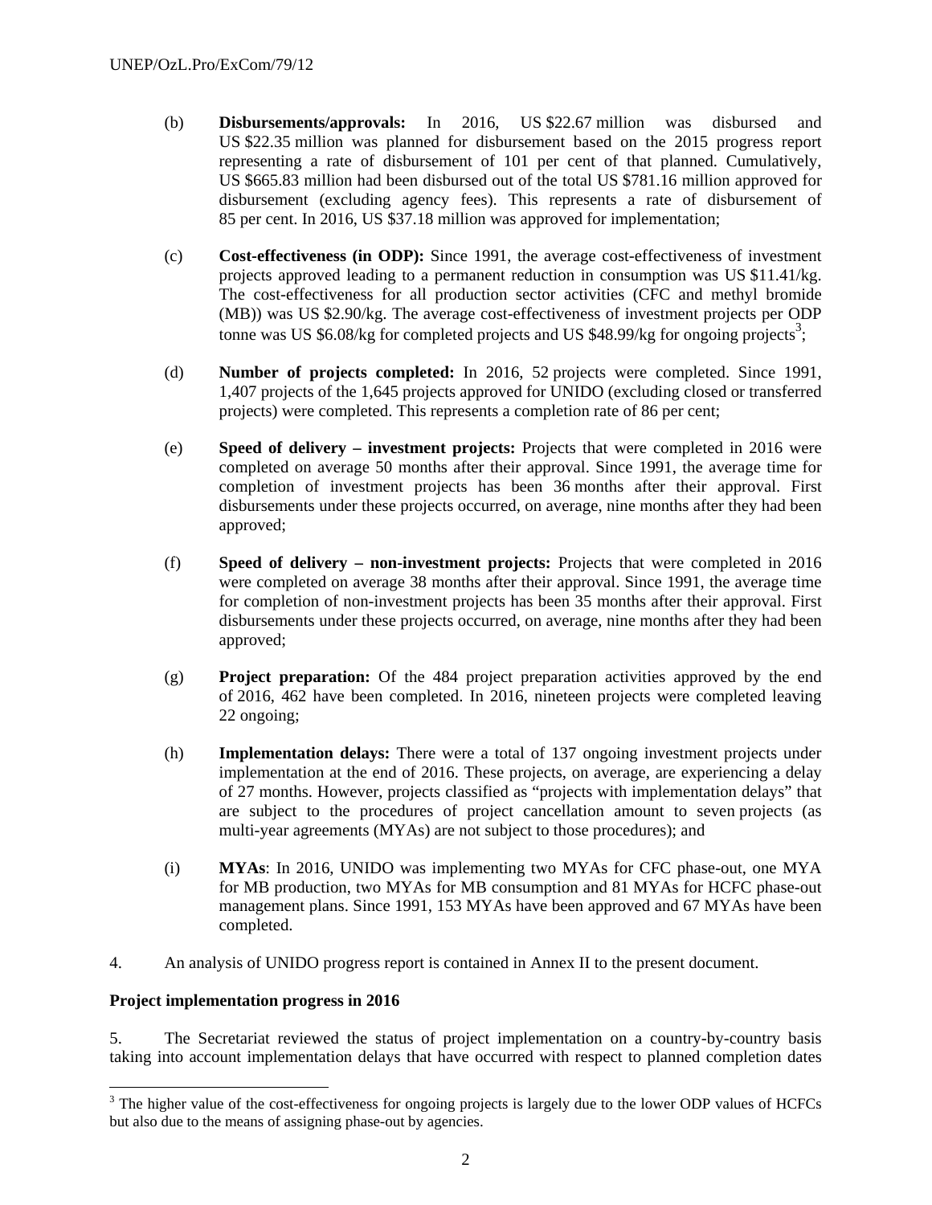(b) **Disbursements/approvals:** In 2016, US $22.67 million was disbursed and US $22.35 million was planned for disbursement based on the 2015 progress report representing a rate of disbursement of 101 per cent of that planned. Cumulatively, US $665.83 million had been disbursed out of the total US $781.16 million approved for disbursement (excluding agency fees). This represents a rate of disbursement of 85 per cent. In 2016, US $37.18 million was approved for implementation;

(c) **Cost-effectiveness (in ODP):** Since 1991, the average cost-effectiveness of investment projects approved leading to a permanent reduction in consumption was US $11.41/kg. The cost-effectiveness for all production sector activities (CFC and methyl bromide (MB)) was US $2.90/kg. The average cost-effectiveness of investment projects per ODP tonne was US $6.08/kg for completed projects and US $48.99/kg for ongoing projects[3];

(d) **Number of projects completed:** In 2016, 52 projects were completed. Since 1991, 1,407 projects of the 1,645 projects approved for UNIDO (excluding closed or transferred projects) were completed. This represents a completion rate of 86 per cent;

(e) **Speed of delivery – investment projects:** Projects that were completed in 2016 were completed on average 50 months after their approval. Since 1991, the average time for completion of investment projects has been 36 months after their approval. First disbursements under these projects occurred, on average, nine months after they had been approved;

(f) **Speed of delivery – non-investment projects:** Projects that were completed in 2016 were completed on average 38 months after their approval. Since 1991, the average time for completion of non-investment projects has been 35 months after their approval. First disbursements under these projects occurred, on average, nine months after they had been approved;

(g) **Project preparation:** Of the 484 project preparation activities approved by the end of 2016, 462 have been completed. In 2016, nineteen projects were completed leaving 22 ongoing;

(h) **Implementation delays:** There were a total of 137 ongoing investment projects under implementation at the end of 2016. These projects, on average, are experiencing a delay of 27 months. However, projects classified as "projects with implementation delays" that are subject to the procedures of project cancellation amount to seven projects (as multi-year agreements (MYAs) are not subject to those procedures); and

(i) **MYAs**: In 2016, UNIDO was implementing two MYAs for CFC phase-out, one MYA for MB production, two MYAs for MB consumption and 81 MYAs for HCFC phase-out management plans. Since 1991, 153 MYAs have been approved and 67 MYAs have been completed.

4. An analysis of UNIDO progress report is contained in Annex II to the present document.

**Project implementation progress in 2016**

5. The Secretariat reviewed the status of project implementation on a country-by-country basis taking into account implementation delays that have occurred with respect to planned completion dates

[3] The higher value of the cost-effectiveness for ongoing projects is largely due to the lower ODP values of HCFCs but also due to the means of assigning phase-out by agencies.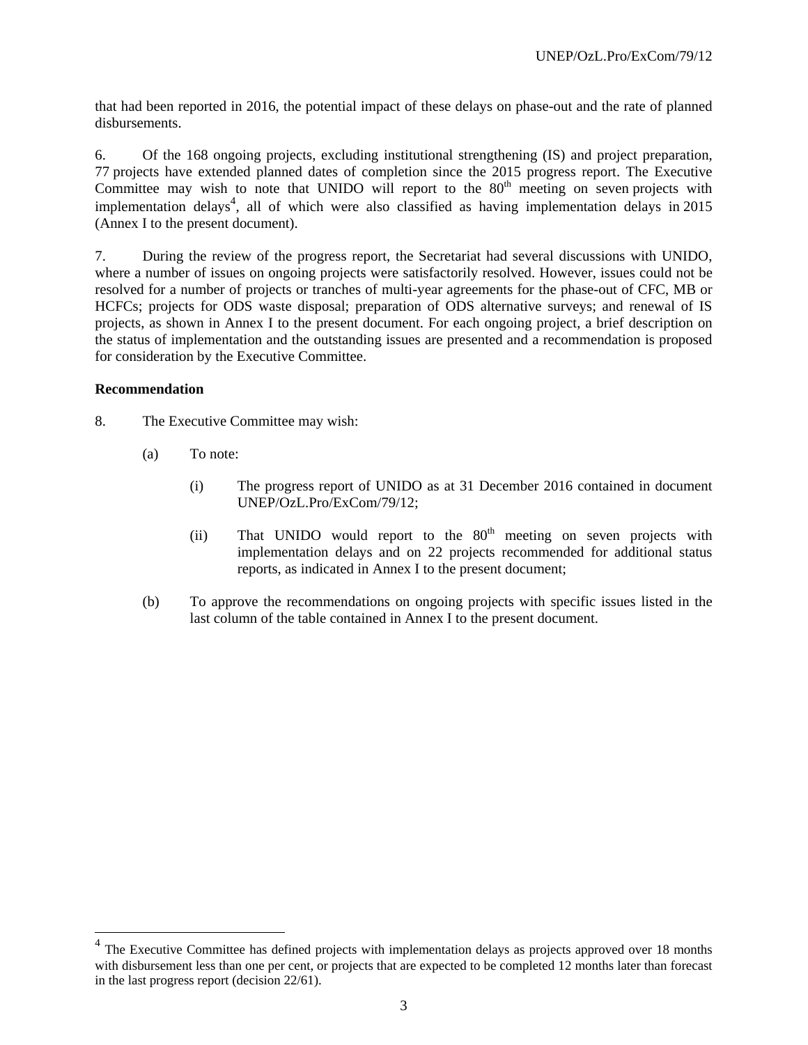that had been reported in 2016, the potential impact of these delays on phase-out and the rate of planned disbursements.

6. Of the 168 ongoing projects, excluding institutional strengthening (IS) and project preparation, 77 projects have extended planned dates of completion since the 2015 progress report. The Executive Committee may wish to note that UNIDO will report to the 80th meeting on seven projects with implementation delays[4], all of which were also classified as having implementation delays in 2015 (Annex I to the present document).

7. During the review of the progress report, the Secretariat had several discussions with UNIDO, where a number of issues on ongoing projects were satisfactorily resolved. However, issues could not be resolved for a number of projects or tranches of multi-year agreements for the phase-out of CFC, MB or HCFCs; projects for ODS waste disposal; preparation of ODS alternative surveys; and renewal of IS projects, as shown in Annex I to the present document. For each ongoing project, a brief description on the status of implementation and the outstanding issues are presented and a recommendation is proposed for consideration by the Executive Committee.

**Recommendation**

8. The Executive Committee may wish:

(a) To note:

(i) The progress report of UNIDO as at 31 December 2016 contained in document UNEP/OzL.Pro/ExCom/79/12;

(ii) That UNIDO would report to the 80th meeting on seven projects with implementation delays and on 22 projects recommended for additional status reports, as indicated in Annex I to the present document;

(b) To approve the recommendations on ongoing projects with specific issues listed in the last column of the table contained in Annex I to the present document.

[4] The Executive Committee has defined projects with implementation delays as projects approved over 18 months with disbursement less than one per cent, or projects that are expected to be completed 12 months later than forecast in the last progress report (decision 22/61).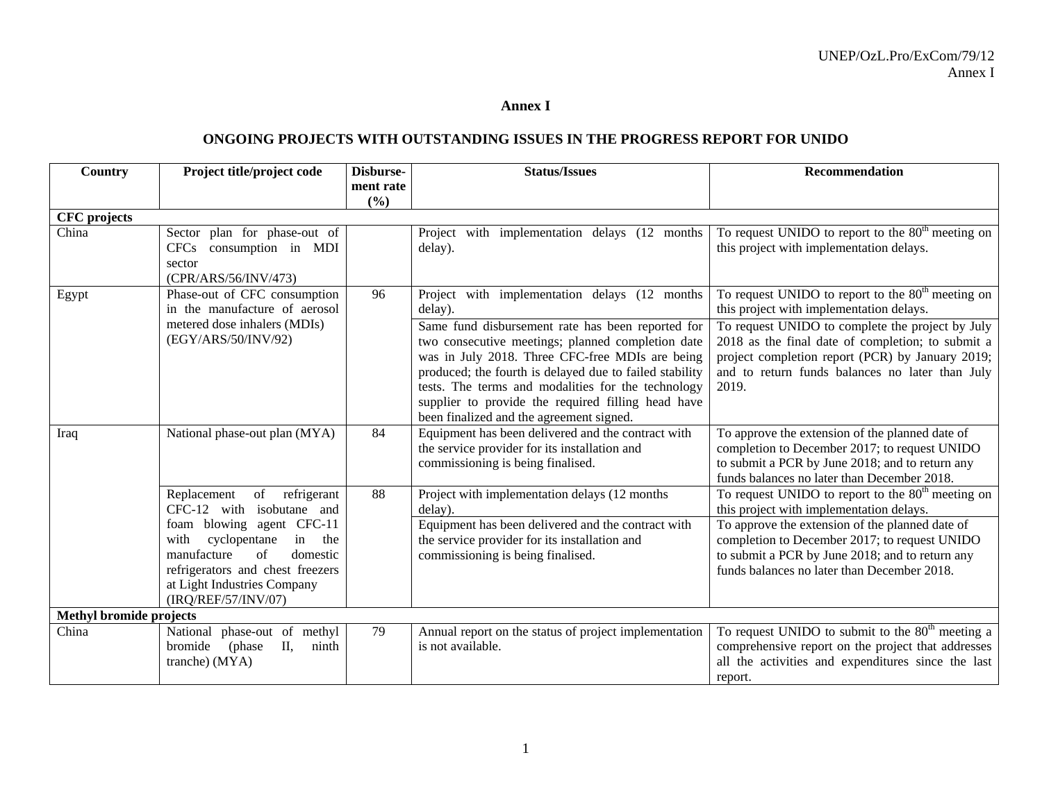# Annex I

## ONGOING PROJECTS WITH OUTSTANDING ISSUES IN THE PROGRESS REPORT FOR UNIDO

| Country | Project title/project code | Disburse-ment rate (%) | Status/Issues | Recommendation |
|---|---|---|---|---|
| **CFC projects** | | | | |
| China | Sector plan for phase-out of CFCs consumption in MDI sector (CPR/ARS/56/INV/473) | | Project with implementation delays (12 months delay). | To request UNIDO to report to the 80th meeting on this project with implementation delays. |
| Egypt | Phase-out of CFC consumption in the manufacture of aerosol metered dose inhalers (MDIs) (EGY/ARS/50/INV/92) | 96 | Project with implementation delays (12 months delay). | To request UNIDO to report to the 80th meeting on this project with implementation delays. |
| | | | Same fund disbursement rate has been reported for two consecutive meetings; planned completion date was in July 2018. Three CFC-free MDIs are being produced; the fourth is delayed due to failed stability tests. The terms and modalities for the technology supplier to provide the required filling head have been finalized and the agreement signed. | To request UNIDO to complete the project by July 2018 as the final date of completion; to submit a project completion report (PCR) by January 2019; and to return funds balances no later than July 2019. |
| Iraq | National phase-out plan (MYA) | 84 | Equipment has been delivered and the contract with the service provider for its installation and commissioning is being finalised. | To approve the extension of the planned date of completion to December 2017; to request UNIDO to submit a PCR by June 2018; and to return any funds balances no later than December 2018. |
| | Replacement of refrigerant CFC-12 with isobutane and foam blowing agent CFC-11 with cyclopentane in the manufacture of domestic refrigerators and chest freezers at Light Industries Company (IRQ/REF/57/INV/07) | 88 | Project with implementation delays (12 months delay). | To request UNIDO to report to the 80th meeting on this project with implementation delays. |
| | | | Equipment has been delivered and the contract with the service provider for its installation and commissioning is being finalised. | To approve the extension of the planned date of completion to December 2017; to request UNIDO to submit a PCR by June 2018; and to return any funds balances no later than December 2018. |
| **Methyl bromide projects** | | | | |
| China | National phase-out of methyl bromide (phase II, ninth tranche) (MYA) | 79 | Annual report on the status of project implementation is not available. | To request UNIDO to submit to the 80th meeting a comprehensive report on the project that addresses all the activities and expenditures since the last report. |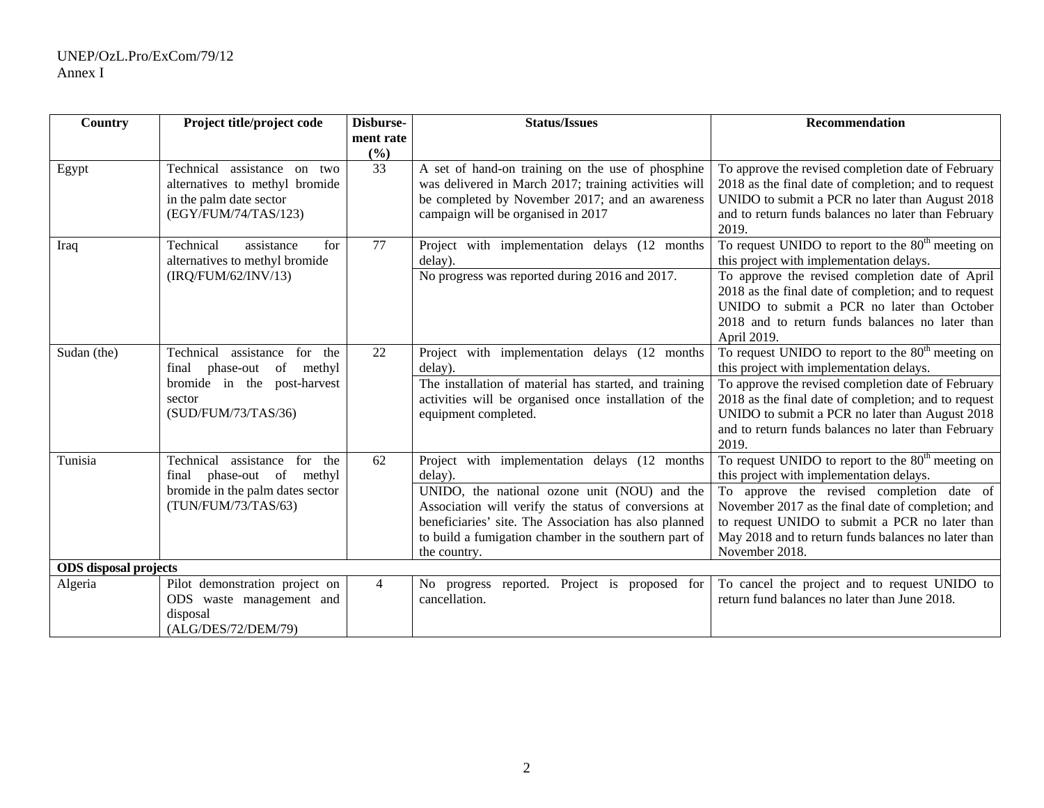| Country | Project title/project code | Disbursement rate (%) | Status/Issues | Recommendation |
|---|---|---|---|---|
| Egypt | Technical assistance on two alternatives to methyl bromide in the palm date sector (EGY/FUM/74/TAS/123) | 33 | A set of hand-on training on the use of phosphine was delivered in March 2017; training activities will be completed by November 2017; and an awareness campaign will be organised in 2017 | To approve the revised completion date of February 2018 as the final date of completion; and to request UNIDO to submit a PCR no later than August 2018 and to return funds balances no later than February 2019. |
| Iraq | Technical assistance for alternatives to methyl bromide (IRQ/FUM/62/INV/13) | 77 | Project with implementation delays (12 months delay). | To request UNIDO to report to the 80th meeting on this project with implementation delays. |
| | | | No progress was reported during 2016 and 2017. | To approve the revised completion date of April 2018 as the final date of completion; and to request UNIDO to submit a PCR no later than October 2018 and to return funds balances no later than April 2019. |
| Sudan (the) | Technical assistance for the final phase-out of methyl bromide in the post-harvest sector (SUD/FUM/73/TAS/36) | 22 | Project with implementation delays (12 months delay). | To request UNIDO to report to the 80th meeting on this project with implementation delays. |
| | | | The installation of material has started, and training activities will be organised once installation of the equipment completed. | To approve the revised completion date of February 2018 as the final date of completion; and to request UNIDO to submit a PCR no later than August 2018 and to return funds balances no later than February 2019. |
| Tunisia | Technical assistance for the final phase-out of methyl bromide in the palm dates sector (TUN/FUM/73/TAS/63) | 62 | Project with implementation delays (12 months delay). | To request UNIDO to report to the 80th meeting on this project with implementation delays. |
| | | | UNIDO, the national ozone unit (NOU) and the Association will verify the status of conversions at beneficiaries' site. The Association has also planned to build a fumigation chamber in the southern part of the country. | To approve the revised completion date of November 2017 as the final date of completion; and to request UNIDO to submit a PCR no later than May 2018 and to return funds balances no later than November 2018. |
| **ODS disposal projects** | | | | |
| Algeria | Pilot demonstration project on ODS waste management and disposal (ALG/DES/72/DEM/79) | 4 | No progress reported. Project is proposed for cancellation. | To cancel the project and to request UNIDO to return fund balances no later than June 2018. |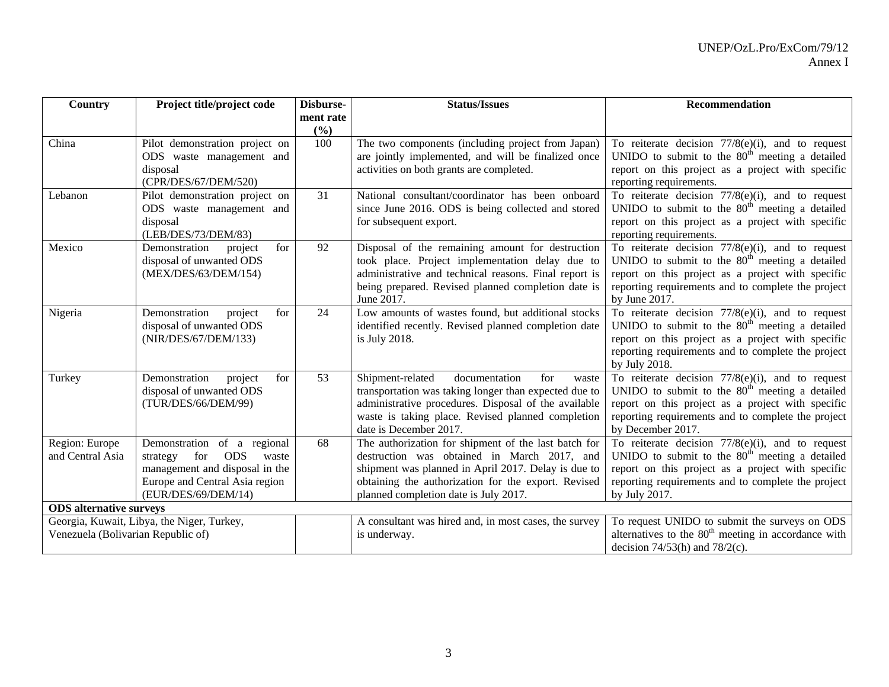| Country | Project title/project code | Disburse-ment rate (%) | Status/Issues | Recommendation |
|---|---|---|---|---|
| China | Pilot demonstration project on ODS waste management and disposal (CPR/DES/67/DEM/520) | 100 | The two components (including project from Japan) are jointly implemented, and will be finalized once activities on both grants are completed. | To reiterate decision 77/8(e)(i), and to request UNIDO to submit to the 80th meeting a detailed report on this project as a project with specific reporting requirements. |
| Lebanon | Pilot demonstration project on ODS waste management and disposal (LEB/DES/73/DEM/83) | 31 | National consultant/coordinator has been onboard since June 2016. ODS is being collected and stored for subsequent export. | To reiterate decision 77/8(e)(i), and to request UNIDO to submit to the 80th meeting a detailed report on this project as a project with specific reporting requirements. |
| Mexico | Demonstration project for disposal of unwanted ODS (MEX/DES/63/DEM/154) | 92 | Disposal of the remaining amount for destruction took place. Project implementation delay due to administrative and technical reasons. Final report is being prepared. Revised planned completion date is June 2017. | To reiterate decision 77/8(e)(i), and to request UNIDO to submit to the 80th meeting a detailed report on this project as a project with specific reporting requirements and to complete the project by June 2017. |
| Nigeria | Demonstration project for disposal of unwanted ODS (NIR/DES/67/DEM/133) | 24 | Low amounts of wastes found, but additional stocks identified recently. Revised planned completion date is July 2018. | To reiterate decision 77/8(e)(i), and to request UNIDO to submit to the 80th meeting a detailed report on this project as a project with specific reporting requirements and to complete the project by July 2018. |
| Turkey | Demonstration project for disposal of unwanted ODS (TUR/DES/66/DEM/99) | 53 | Shipment-related documentation for waste transportation was taking longer than expected due to administrative procedures. Disposal of the available waste is taking place. Revised planned completion date is December 2017. | To reiterate decision 77/8(e)(i), and to request UNIDO to submit to the 80th meeting a detailed report on this project as a project with specific reporting requirements and to complete the project by December 2017. |
| Region: Europe and Central Asia | Demonstration of a regional strategy for ODS waste management and disposal in the Europe and Central Asia region (EUR/DES/69/DEM/14) | 68 | The authorization for shipment of the last batch for destruction was obtained in March 2017, and shipment was planned in April 2017. Delay is due to obtaining the authorization for the export. Revised planned completion date is July 2017. | To reiterate decision 77/8(e)(i), and to request UNIDO to submit to the 80th meeting a detailed report on this project as a project with specific reporting requirements and to complete the project by July 2017. |
| **ODS alternative surveys** | | | | |
| Georgia, Kuwait, Libya, the Niger, Turkey, Venezuela (Bolivarian Republic of) | | | A consultant was hired and, in most cases, the survey is underway. | To request UNIDO to submit the surveys on ODS alternatives to the 80th meeting in accordance with decision 74/53(h) and 78/2(c). |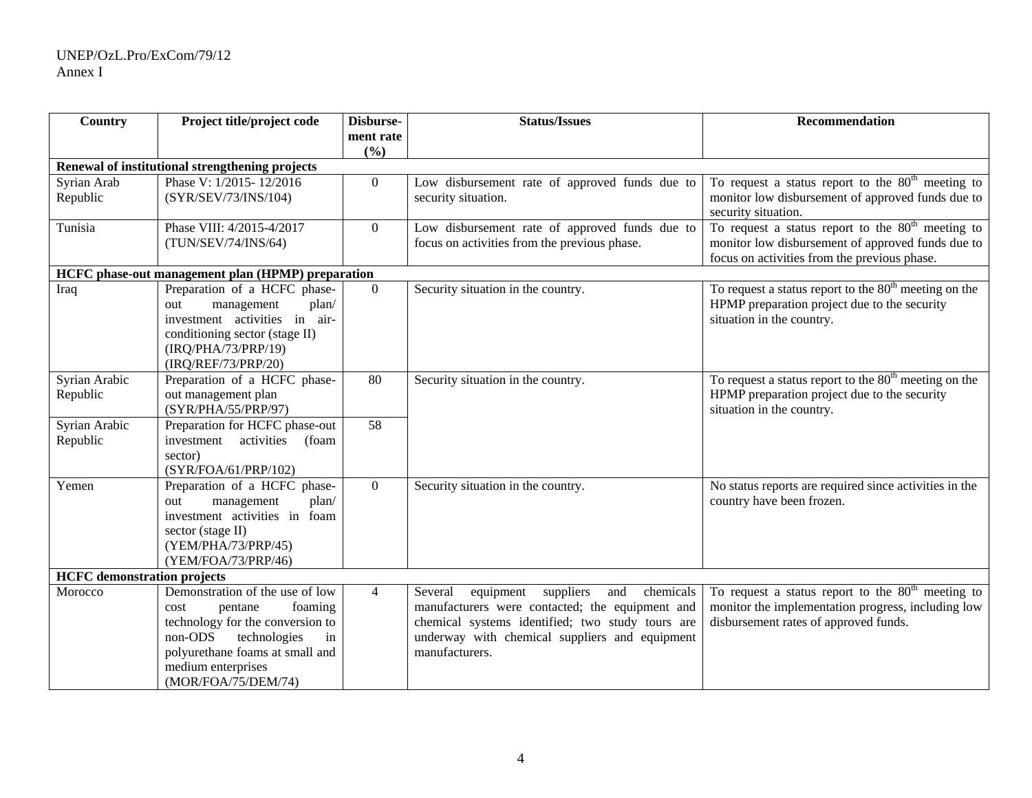| Country | Project title/project code | Disbursement rate (%) | Status/Issues | Recommendation |
|---|---|---|---|---|
| **Renewal of institutional strengthening projects** | | | | |
| Syrian Arab Republic | Phase V: 1/2015- 12/2016 (SYR/SEV/73/INS/104) | 0 | Low disbursement rate of approved funds due to security situation. | To request a status report to the 80th meeting to monitor low disbursement of approved funds due to security situation. |
| Tunisia | Phase VIII: 4/2015-4/2017 (TUN/SEV/74/INS/64) | 0 | Low disbursement rate of approved funds due to focus on activities from the previous phase. | To request a status report to the 80th meeting to monitor low disbursement of approved funds due to focus on activities from the previous phase. |
| **HCFC phase-out management plan (HPMP) preparation** | | | | |
| Iraq | Preparation of a HCFC phase-out management plan/ investment activities in air-conditioning sector (stage II) (IRQ/PHA/73/PRP/19) (IRQ/REF/73/PRP/20) | 0 | Security situation in the country. | To request a status report to the 80th meeting on the HPMP preparation project due to the security situation in the country. |
| Syrian Arabic Republic | Preparation of a HCFC phase-out management plan (SYR/PHA/55/PRP/97) | 80 | Security situation in the country. | To request a status report to the 80th meeting on the HPMP preparation project due to the security situation in the country. |
| Syrian Arabic Republic | Preparation for HCFC phase-out investment activities (foam sector) (SYR/FOA/61/PRP/102) | 58 | | |
| Yemen | Preparation of a HCFC phase-out management plan/ investment activities in foam sector (stage II) (YEM/PHA/73/PRP/45) (YEM/FOA/73/PRP/46) | 0 | Security situation in the country. | No status reports are required since activities in the country have been frozen. |
| **HCFC demonstration projects** | | | | |
| Morocco | Demonstration of the use of low cost pentane foaming technology for the conversion to non-ODS technologies in polyurethane foams at small and medium enterprises (MOR/FOA/75/DEM/74) | 4 | Several equipment suppliers and chemicals manufacturers were contacted; the equipment and chemical systems identified; two study tours are underway with chemical suppliers and equipment manufacturers. | To request a status report to the 80th meeting to monitor the implementation progress, including low disbursement rates of approved funds. |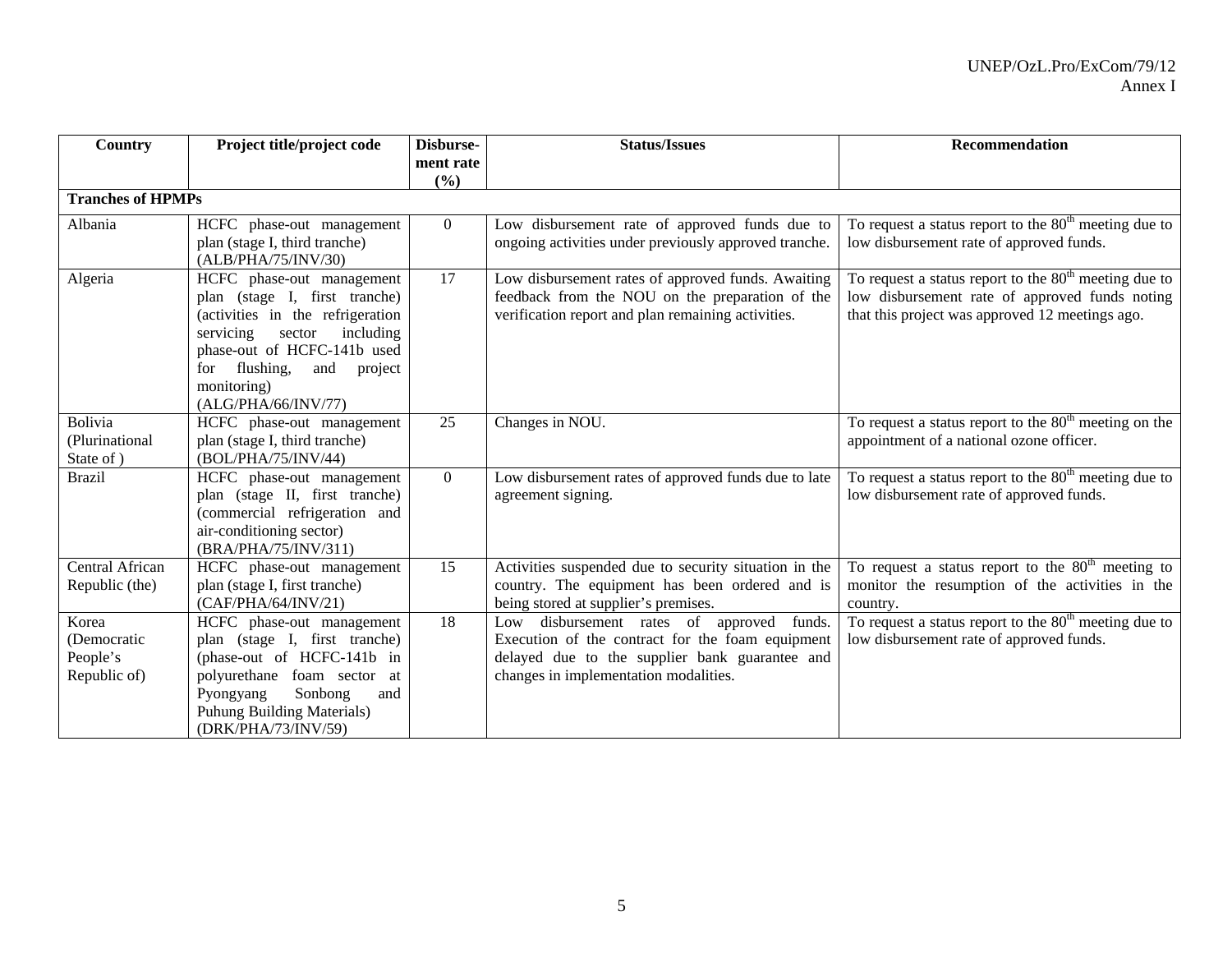| Country | Project title/project code | Disbursement rate (%) | Status/Issues | Recommendation |
|---|---|---|---|---|
| **Tranches of HPMPs** | | | | |
| Albania | HCFC phase-out management plan (stage I, third tranche) (ALB/PHA/75/INV/30) | 0 | Low disbursement rate of approved funds due to ongoing activities under previously approved tranche. | To request a status report to the 80th meeting due to low disbursement rate of approved funds. |
| Algeria | HCFC phase-out management plan (stage I, first tranche) (activities in the refrigeration servicing sector including phase-out of HCFC-141b used for flushing, and project monitoring) (ALG/PHA/66/INV/77) | 17 | Low disbursement rates of approved funds. Awaiting feedback from the NOU on the preparation of the verification report and plan remaining activities. | To request a status report to the 80th meeting due to low disbursement rate of approved funds noting that this project was approved 12 meetings ago. |
| Bolivia (Plurinational State of ) | HCFC phase-out management plan (stage I, third tranche) (BOL/PHA/75/INV/44) | 25 | Changes in NOU. | To request a status report to the 80th meeting on the appointment of a national ozone officer. |
| Brazil | HCFC phase-out management plan (stage II, first tranche) (commercial refrigeration and air-conditioning sector) (BRA/PHA/75/INV/311) | 0 | Low disbursement rates of approved funds due to late agreement signing. | To request a status report to the 80th meeting due to low disbursement rate of approved funds. |
| Central African Republic (the) | HCFC phase-out management plan (stage I, first tranche) (CAF/PHA/64/INV/21) | 15 | Activities suspended due to security situation in the country. The equipment has been ordered and is being stored at supplier's premises. | To request a status report to the 80th meeting to monitor the resumption of the activities in the country. |
| Korea (Democratic People's Republic of) | HCFC phase-out management plan (stage I, first tranche) (phase-out of HCFC-141b in polyurethane foam sector at Pyongyang Sonbong and Puhung Building Materials) (DRK/PHA/73/INV/59) | 18 | Low disbursement rates of approved funds. Execution of the contract for the foam equipment delayed due to the supplier bank guarantee and changes in implementation modalities. | To request a status report to the 80th meeting due to low disbursement rate of approved funds. |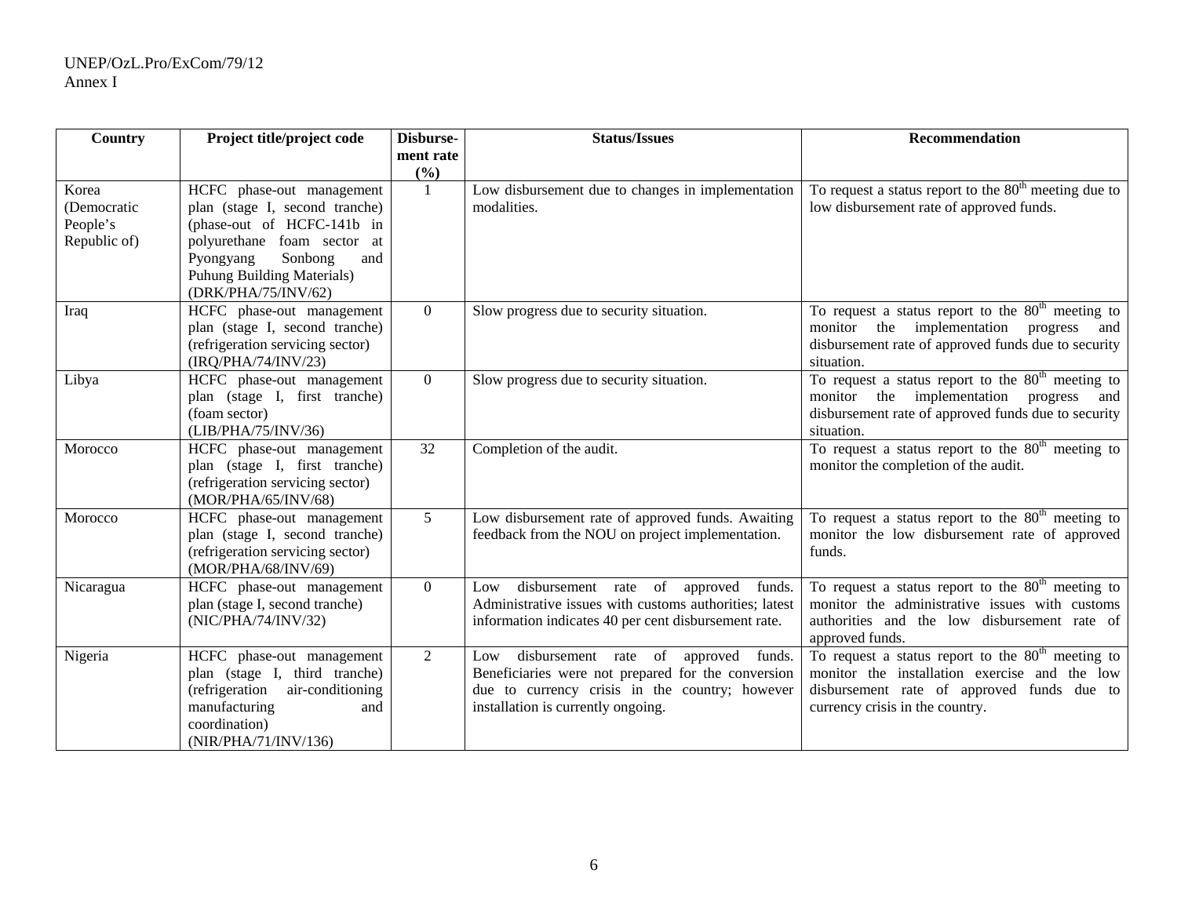| Country | Project title/project code | Disbursement rate (%) | Status/Issues | Recommendation |
|---|---|---|---|---|
| Korea (Democratic People's Republic of) | HCFC phase-out management plan (stage I, second tranche) (phase-out of HCFC-141b in polyurethane foam sector at Pyongyang Sonbong and Puhung Building Materials) (DRK/PHA/75/INV/62) | 1 | Low disbursement due to changes in implementation modalities. | To request a status report to the 80th meeting due to low disbursement rate of approved funds. |
| Iraq | HCFC phase-out management plan (stage I, second tranche) (refrigeration servicing sector) (IRQ/PHA/74/INV/23) | 0 | Slow progress due to security situation. | To request a status report to the 80th meeting to monitor the implementation progress and disbursement rate of approved funds due to security situation. |
| Libya | HCFC phase-out management plan (stage I, first tranche) (foam sector) (LIB/PHA/75/INV/36) | 0 | Slow progress due to security situation. | To request a status report to the 80th meeting to monitor the implementation progress and disbursement rate of approved funds due to security situation. |
| Morocco | HCFC phase-out management plan (stage I, first tranche) (refrigeration servicing sector) (MOR/PHA/65/INV/68) | 32 | Completion of the audit. | To request a status report to the 80th meeting to monitor the completion of the audit. |
| Morocco | HCFC phase-out management plan (stage I, second tranche) (refrigeration servicing sector) (MOR/PHA/68/INV/69) | 5 | Low disbursement rate of approved funds. Awaiting feedback from the NOU on project implementation. | To request a status report to the 80th meeting to monitor the low disbursement rate of approved funds. |
| Nicaragua | HCFC phase-out management plan (stage I, second tranche) (NIC/PHA/74/INV/32) | 0 | Low disbursement rate of approved funds. Administrative issues with customs authorities; latest information indicates 40 per cent disbursement rate. | To request a status report to the 80th meeting to monitor the administrative issues with customs authorities and the low disbursement rate of approved funds. |
| Nigeria | HCFC phase-out management plan (stage I, third tranche) (refrigeration air-conditioning manufacturing and coordination) (NIR/PHA/71/INV/136) | 2 | Low disbursement rate of approved funds. Beneficiaries were not prepared for the conversion due to currency crisis in the country; however installation is currently ongoing. | To request a status report to the 80th meeting to monitor the installation exercise and the low disbursement rate of approved funds due to currency crisis in the country. |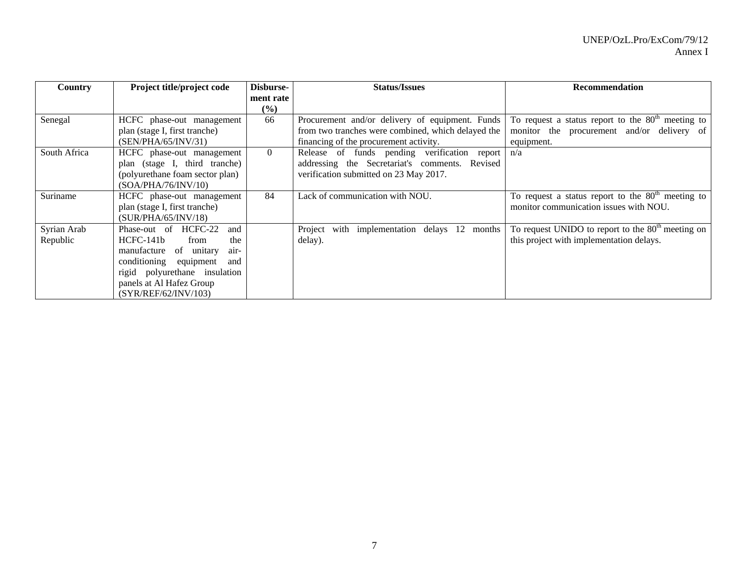| Country | Project title/project code | Disbursement rate (%) | Status/Issues | Recommendation |
|---|---|---|---|---|
| Senegal | HCFC phase-out management plan (stage I, first tranche) (SEN/PHA/65/INV/31) | 66 | Procurement and/or delivery of equipment. Funds from two tranches were combined, which delayed the financing of the procurement activity. | To request a status report to the 80th meeting to monitor the procurement and/or delivery of equipment. |
| South Africa | HCFC phase-out management plan (stage I, third tranche) (polyurethane foam sector plan) (SOA/PHA/76/INV/10) | 0 | Release of funds pending verification report addressing the Secretariat's comments. Revised verification submitted on 23 May 2017. | n/a |
| Suriname | HCFC phase-out management plan (stage I, first tranche) (SUR/PHA/65/INV/18) | 84 | Lack of communication with NOU. | To request a status report to the 80th meeting to monitor communication issues with NOU. |
| Syrian Arab Republic | Phase-out of HCFC-22 and HCFC-141b from the manufacture of unitary air-conditioning equipment and rigid polyurethane insulation panels at Al Hafez Group (SYR/REF/62/INV/103) | | Project with implementation delays 12 months delay). | To request UNIDO to report to the 80th meeting on this project with implementation delays. |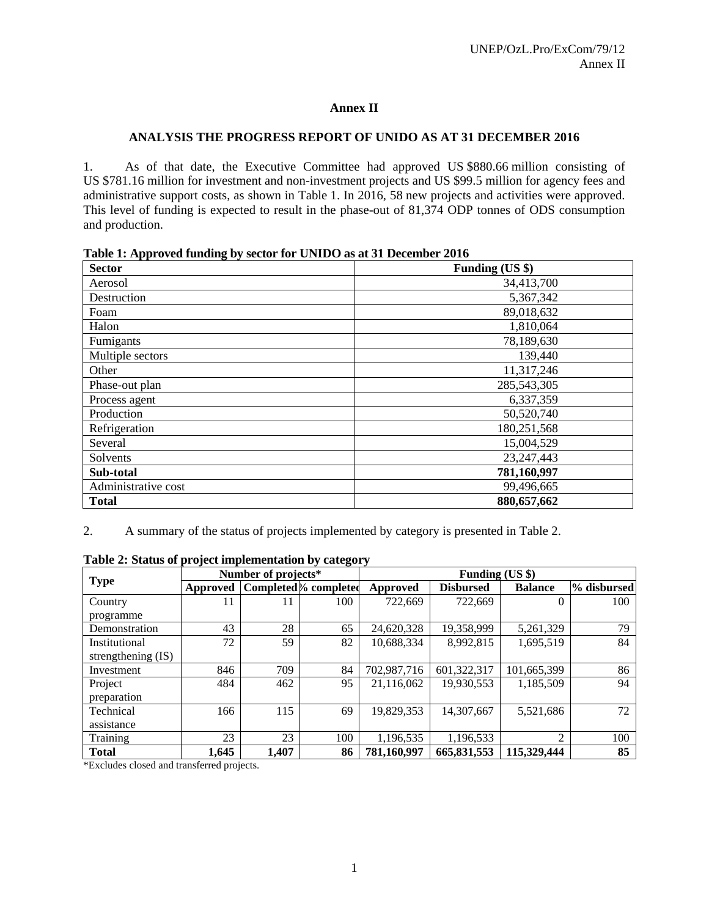# Annex II

## ANALYSIS THE PROGRESS REPORT OF UNIDO AS AT 31 DECEMBER 2016

1. As of that date, the Executive Committee had approved US $880.66 million consisting of US $781.16 million for investment and non-investment projects and US $99.5 million for agency fees and administrative support costs, as shown in Table 1. In 2016, 58 new projects and activities were approved. This level of funding is expected to result in the phase-out of 81,374 ODP tonnes of ODS consumption and production.

**Table 1: Approved funding by sector for UNIDO as at 31 December 2016**

| Sector | Funding (US $) |
|---|---|
| Aerosol | 34,413,700 |
| Destruction | 5,367,342 |
| Foam | 89,018,632 |
| Halon | 1,810,064 |
| Fumigants | 78,189,630 |
| Multiple sectors | 139,440 |
| Other | 11,317,246 |
| Phase-out plan | 285,543,305 |
| Process agent | 6,337,359 |
| Production | 50,520,740 |
| Refrigeration | 180,251,568 |
| Several | 15,004,529 |
| Solvents | 23,247,443 |
| **Sub-total** | **781,160,997** |
| Administrative cost | 99,496,665 |
| **Total** | **880,657,662** |

2. A summary of the status of projects implemented by category is presented in Table 2.

**Table 2: Status of project implementation by category**

| Type | Number of projects* | | | Funding (US $) | | | |
|---|---|---|---|---|---|---|---|
| | Approved | Completed | % completed | Approved | Disbursed | Balance | % disbursed |
| Country programme | 11 | 11 | 100 | 722,669 | 722,669 | 0 | 100 |
| Demonstration | 43 | 28 | 65 | 24,620,328 | 19,358,999 | 5,261,329 | 79 |
| Institutional strengthening (IS) | 72 | 59 | 82 | 10,688,334 | 8,992,815 | 1,695,519 | 84 |
| Investment | 846 | 709 | 84 | 702,987,716 | 601,322,317 | 101,665,399 | 86 |
| Project preparation | 484 | 462 | 95 | 21,116,062 | 19,930,553 | 1,185,509 | 94 |
| Technical assistance | 166 | 115 | 69 | 19,829,353 | 14,307,667 | 5,521,686 | 72 |
| Training | 23 | 23 | 100 | 1,196,535 | 1,196,533 | 2 | 100 |
| **Total** | **1,645** | **1,407** | **86** | **781,160,997** | **665,831,553** | **115,329,444** | **85** |

*Excludes closed and transferred projects.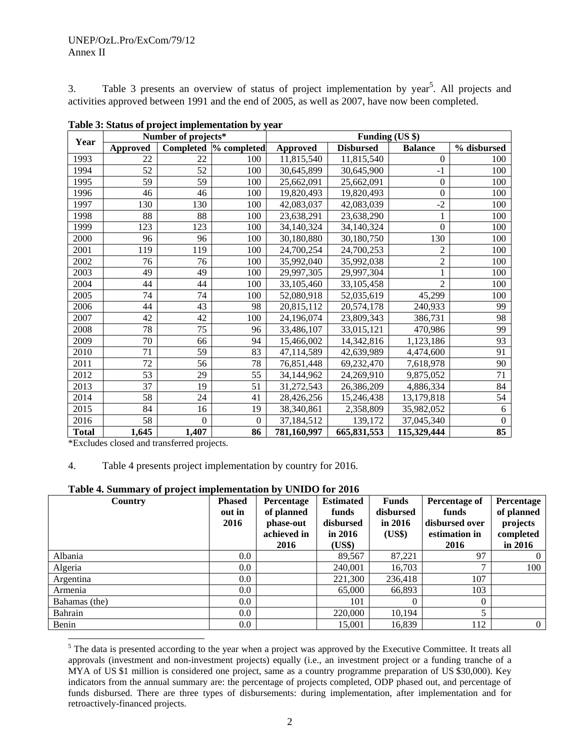3. Table 3 presents an overview of status of project implementation by year[5]. All projects and activities approved between 1991 and the end of 2005, as well as 2007, have now been completed.

**Table 3: Status of project implementation by year**

| Year | Number of projects* | | | Funding (US $) | | | |
|---|---|---|---|---|---|---|---|
| | Approved | Completed | % completed | Approved | Disbursed | Balance | % disbursed |
| 1993 | 22 | 22 | 100 | 11,815,540 | 11,815,540 | 0 | 100 |
| 1994 | 52 | 52 | 100 | 30,645,899 | 30,645,900 | -1 | 100 |
| 1995 | 59 | 59 | 100 | 25,662,091 | 25,662,091 | 0 | 100 |
| 1996 | 46 | 46 | 100 | 19,820,493 | 19,820,493 | 0 | 100 |
| 1997 | 130 | 130 | 100 | 42,083,037 | 42,083,039 | -2 | 100 |
| 1998 | 88 | 88 | 100 | 23,638,291 | 23,638,290 | 1 | 100 |
| 1999 | 123 | 123 | 100 | 34,140,324 | 34,140,324 | 0 | 100 |
| 2000 | 96 | 96 | 100 | 30,180,880 | 30,180,750 | 130 | 100 |
| 2001 | 119 | 119 | 100 | 24,700,254 | 24,700,253 | 2 | 100 |
| 2002 | 76 | 76 | 100 | 35,992,040 | 35,992,038 | 2 | 100 |
| 2003 | 49 | 49 | 100 | 29,997,305 | 29,997,304 | 1 | 100 |
| 2004 | 44 | 44 | 100 | 33,105,460 | 33,105,458 | 2 | 100 |
| 2005 | 74 | 74 | 100 | 52,080,918 | 52,035,619 | 45,299 | 100 |
| 2006 | 44 | 43 | 98 | 20,815,112 | 20,574,178 | 240,933 | 99 |
| 2007 | 42 | 42 | 100 | 24,196,074 | 23,809,343 | 386,731 | 98 |
| 2008 | 78 | 75 | 96 | 33,486,107 | 33,015,121 | 470,986 | 99 |
| 2009 | 70 | 66 | 94 | 15,466,002 | 14,342,816 | 1,123,186 | 93 |
| 2010 | 71 | 59 | 83 | 47,114,589 | 42,639,989 | 4,474,600 | 91 |
| 2011 | 72 | 56 | 78 | 76,851,448 | 69,232,470 | 7,618,978 | 90 |
| 2012 | 53 | 29 | 55 | 34,144,962 | 24,269,910 | 9,875,052 | 71 |
| 2013 | 37 | 19 | 51 | 31,272,543 | 26,386,209 | 4,886,334 | 84 |
| 2014 | 58 | 24 | 41 | 28,426,256 | 15,246,438 | 13,179,818 | 54 |
| 2015 | 84 | 16 | 19 | 38,340,861 | 2,358,809 | 35,982,052 | 6 |
| 2016 | 58 | 0 | 0 | 37,184,512 | 139,172 | 37,045,340 | 0 |
| **Total** | **1,645** | **1,407** | **86** | **781,160,997** | **665,831,553** | **115,329,444** | **85** |

*Excludes closed and transferred projects.

4. Table 4 presents project implementation by country for 2016.

**Table 4. Summary of project implementation by UNIDO for 2016**

| Country | Phased out in 2016 | Percentage of planned phase-out achieved in 2016 | Estimated funds disbursed in 2016 (US$) | Funds disbursed in 2016 (US$) | Percentage of funds disbursed over estimation in 2016 | Percentage of planned projects completed in 2016 |
|---|---|---|---|---|---|---|
| Albania | 0.0 | | 89,567 | 87,221 | 97 | 0 |
| Algeria | 0.0 | | 240,001 | 16,703 | 7 | 100 |
| Argentina | 0.0 | | 221,300 | 236,418 | 107 | |
| Armenia | 0.0 | | 65,000 | 66,893 | 103 | |
| Bahamas (the) | 0.0 | | 101 | 0 | 0 | |
| Bahrain | 0.0 | | 220,000 | 10,194 | 5 | |
| Benin | 0.0 | | 15,001 | 16,839 | 112 | 0 |

[5] The data is presented according to the year when a project was approved by the Executive Committee. It treats all approvals (investment and non-investment projects) equally (i.e., an investment project or a funding tranche of a MYA of US $1 million is considered one project, same as a country programme preparation of US $30,000). Key indicators from the annual summary are: the percentage of projects completed, ODP phased out, and percentage of funds disbursed. There are three types of disbursements: during implementation, after implementation and for retroactively-financed projects.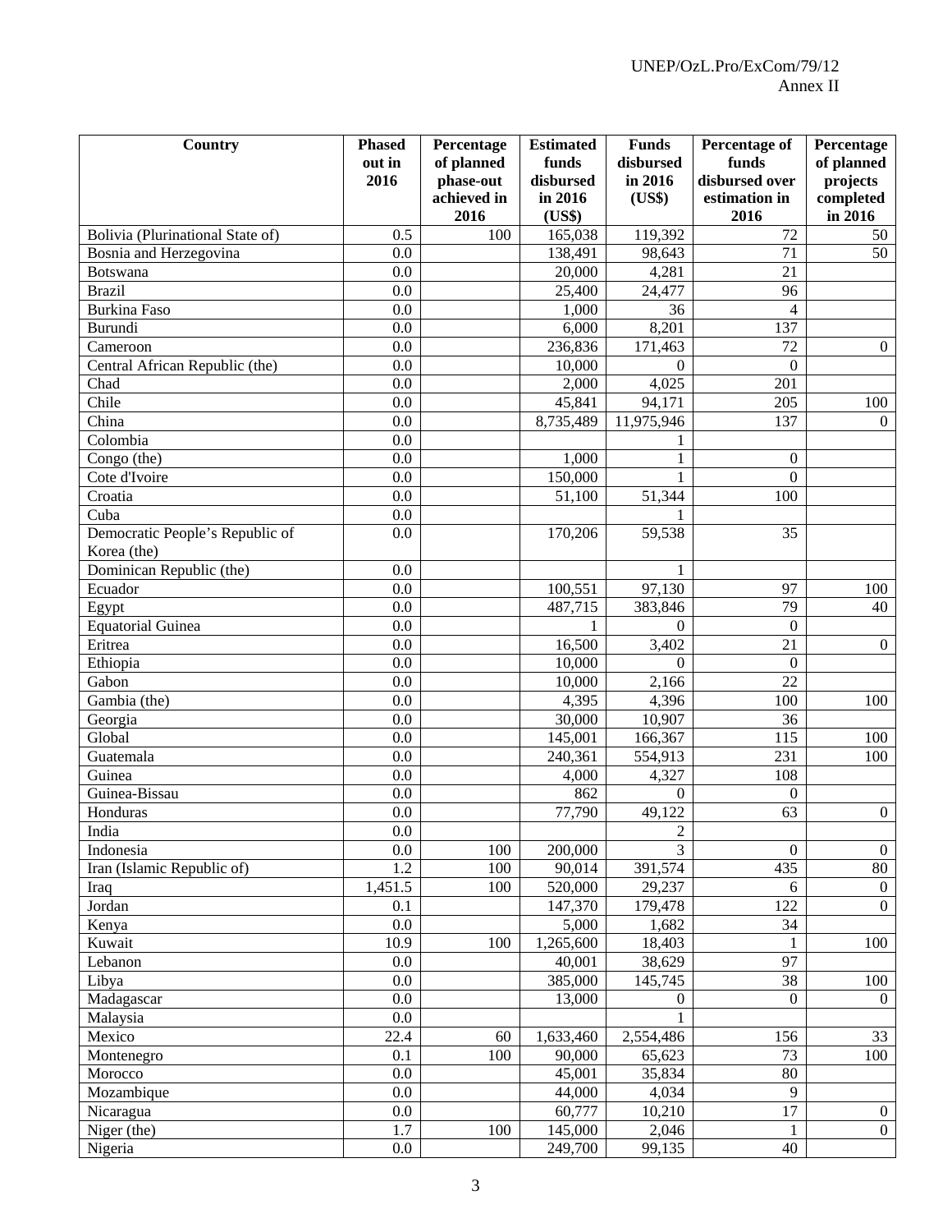| Country | Phased out in 2016 | Percentage of planned phase-out achieved in 2016 | Estimated funds disbursed in 2016 (US$) | Funds disbursed in 2016 (US$) | Percentage of funds disbursed over estimation in 2016 | Percentage of planned projects completed in 2016 |
|---|---|---|---|---|---|---|
| Bolivia (Plurinational State of) | 0.5 | 100 | 165,038 | 119,392 | 72 | 50 |
| Bosnia and Herzegovina | 0.0 | | 138,491 | 98,643 | 71 | 50 |
| Botswana | 0.0 | | 20,000 | 4,281 | 21 | |
| Brazil | 0.0 | | 25,400 | 24,477 | 96 | |
| Burkina Faso | 0.0 | | 1,000 | 36 | 4 | |
| Burundi | 0.0 | | 6,000 | 8,201 | 137 | |
| Cameroon | 0.0 | | 236,836 | 171,463 | 72 | 0 |
| Central African Republic (the) | 0.0 | | 10,000 | 0 | 0 | |
| Chad | 0.0 | | 2,000 | 4,025 | 201 | |
| Chile | 0.0 | | 45,841 | 94,171 | 205 | 100 |
| China | 0.0 | | 8,735,489 | 11,975,946 | 137 | 0 |
| Colombia | 0.0 | | | 1 | | |
| Congo (the) | 0.0 | | 1,000 | 1 | 0 | |
| Cote d'Ivoire | 0.0 | | 150,000 | 1 | 0 | |
| Croatia | 0.0 | | 51,100 | 51,344 | 100 | |
| Cuba | 0.0 | | | 1 | | |
| Democratic People's Republic of Korea (the) | 0.0 | | 170,206 | 59,538 | 35 | |
| Dominican Republic (the) | 0.0 | | | 1 | | |
| Ecuador | 0.0 | | 100,551 | 97,130 | 97 | 100 |
| Egypt | 0.0 | | 487,715 | 383,846 | 79 | 40 |
| Equatorial Guinea | 0.0 | | 1 | 0 | 0 | |
| Eritrea | 0.0 | | 16,500 | 3,402 | 21 | 0 |
| Ethiopia | 0.0 | | 10,000 | 0 | 0 | |
| Gabon | 0.0 | | 10,000 | 2,166 | 22 | |
| Gambia (the) | 0.0 | | 4,395 | 4,396 | 100 | 100 |
| Georgia | 0.0 | | 30,000 | 10,907 | 36 | |
| Global | 0.0 | | 145,001 | 166,367 | 115 | 100 |
| Guatemala | 0.0 | | 240,361 | 554,913 | 231 | 100 |
| Guinea | 0.0 | | 4,000 | 4,327 | 108 | |
| Guinea-Bissau | 0.0 | | 862 | 0 | 0 | |
| Honduras | 0.0 | | 77,790 | 49,122 | 63 | 0 |
| India | 0.0 | | | 2 | | |
| Indonesia | 0.0 | 100 | 200,000 | 3 | 0 | 0 |
| Iran (Islamic Republic of) | 1.2 | 100 | 90,014 | 391,574 | 435 | 80 |
| Iraq | 1,451.5 | 100 | 520,000 | 29,237 | 6 | 0 |
| Jordan | 0.1 | | 147,370 | 179,478 | 122 | 0 |
| Kenya | 0.0 | | 5,000 | 1,682 | 34 | |
| Kuwait | 10.9 | 100 | 1,265,600 | 18,403 | 1 | 100 |
| Lebanon | 0.0 | | 40,001 | 38,629 | 97 | |
| Libya | 0.0 | | 385,000 | 145,745 | 38 | 100 |
| Madagascar | 0.0 | | 13,000 | 0 | 0 | 0 |
| Malaysia | 0.0 | | | 1 | | |
| Mexico | 22.4 | 60 | 1,633,460 | 2,554,486 | 156 | 33 |
| Montenegro | 0.1 | 100 | 90,000 | 65,623 | 73 | 100 |
| Morocco | 0.0 | | 45,001 | 35,834 | 80 | |
| Mozambique | 0.0 | | 44,000 | 4,034 | 9 | |
| Nicaragua | 0.0 | | 60,777 | 10,210 | 17 | 0 |
| Niger (the) | 1.7 | 100 | 145,000 | 2,046 | 1 | 0 |
| Nigeria | 0.0 | | 249,700 | 99,135 | 40 | |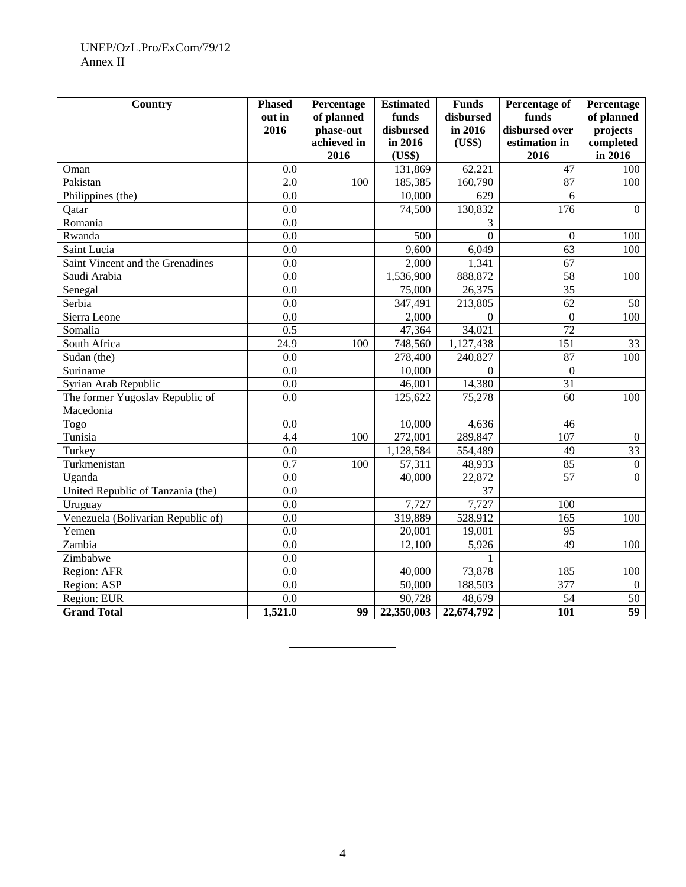| Country | Phased out in 2016 | Percentage of planned phase-out achieved in 2016 | Estimated funds disbursed in 2016 (US$) | Funds disbursed in 2016 (US$) | Percentage of funds disbursed over estimation in 2016 | Percentage of planned projects completed in 2016 |
|---|---|---|---|---|---|---|
| Oman | 0.0 | | 131,869 | 62,221 | 47 | 100 |
| Pakistan | 2.0 | 100 | 185,385 | 160,790 | 87 | 100 |
| Philippines (the) | 0.0 | | 10,000 | 629 | 6 | |
| Qatar | 0.0 | | 74,500 | 130,832 | 176 | 0 |
| Romania | 0.0 | | | 3 | | |
| Rwanda | 0.0 | | 500 | 0 | 0 | 100 |
| Saint Lucia | 0.0 | | 9,600 | 6,049 | 63 | 100 |
| Saint Vincent and the Grenadines | 0.0 | | 2,000 | 1,341 | 67 | |
| Saudi Arabia | 0.0 | | 1,536,900 | 888,872 | 58 | 100 |
| Senegal | 0.0 | | 75,000 | 26,375 | 35 | |
| Serbia | 0.0 | | 347,491 | 213,805 | 62 | 50 |
| Sierra Leone | 0.0 | | 2,000 | 0 | 0 | 100 |
| Somalia | 0.5 | | 47,364 | 34,021 | 72 | |
| South Africa | 24.9 | 100 | 748,560 | 1,127,438 | 151 | 33 |
| Sudan (the) | 0.0 | | 278,400 | 240,827 | 87 | 100 |
| Suriname | 0.0 | | 10,000 | 0 | 0 | |
| Syrian Arab Republic | 0.0 | | 46,001 | 14,380 | 31 | |
| The former Yugoslav Republic of Macedonia | 0.0 | | 125,622 | 75,278 | 60 | 100 |
| Togo | 0.0 | | 10,000 | 4,636 | 46 | |
| Tunisia | 4.4 | 100 | 272,001 | 289,847 | 107 | 0 |
| Turkey | 0.0 | | 1,128,584 | 554,489 | 49 | 33 |
| Turkmenistan | 0.7 | 100 | 57,311 | 48,933 | 85 | 0 |
| Uganda | 0.0 | | 40,000 | 22,872 | 57 | 0 |
| United Republic of Tanzania (the) | 0.0 | | | 37 | | |
| Uruguay | 0.0 | | 7,727 | 7,727 | 100 | |
| Venezuela (Bolivarian Republic of) | 0.0 | | 319,889 | 528,912 | 165 | 100 |
| Yemen | 0.0 | | 20,001 | 19,001 | 95 | |
| Zambia | 0.0 | | 12,100 | 5,926 | 49 | 100 |
| Zimbabwe | 0.0 | | | 1 | | |
| Region: AFR | 0.0 | | 40,000 | 73,878 | 185 | 100 |
| Region: ASP | 0.0 | | 50,000 | 188,503 | 377 | 0 |
| Region: EUR | 0.0 | | 90,728 | 48,679 | 54 | 50 |
| **Grand Total** | **1,521.0** | **99** | **22,350,003** | **22,674,792** | **101** | **59** |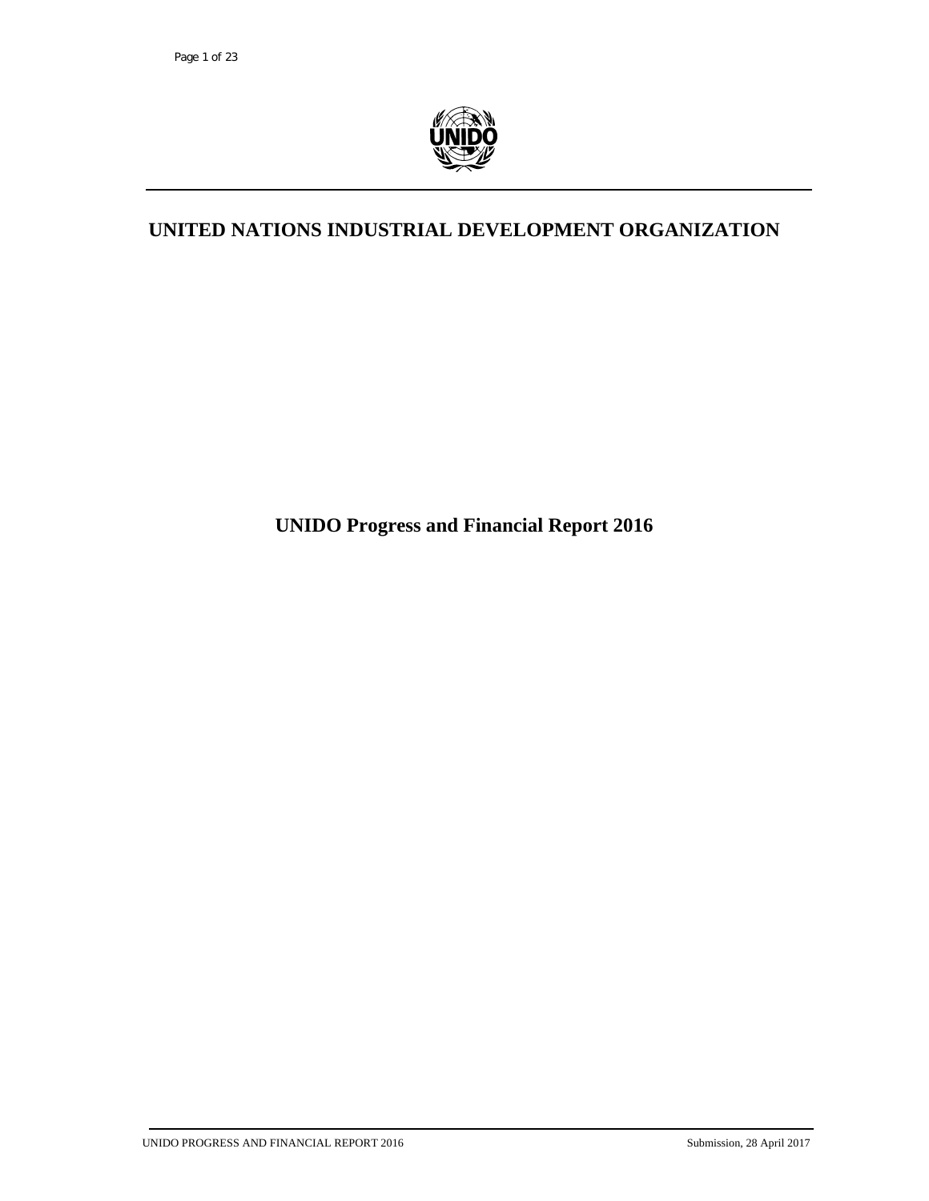# UNITED NATIONS INDUSTRIAL DEVELOPMENT ORGANIZATION

**UNIDO Progress and Financial Report 2016**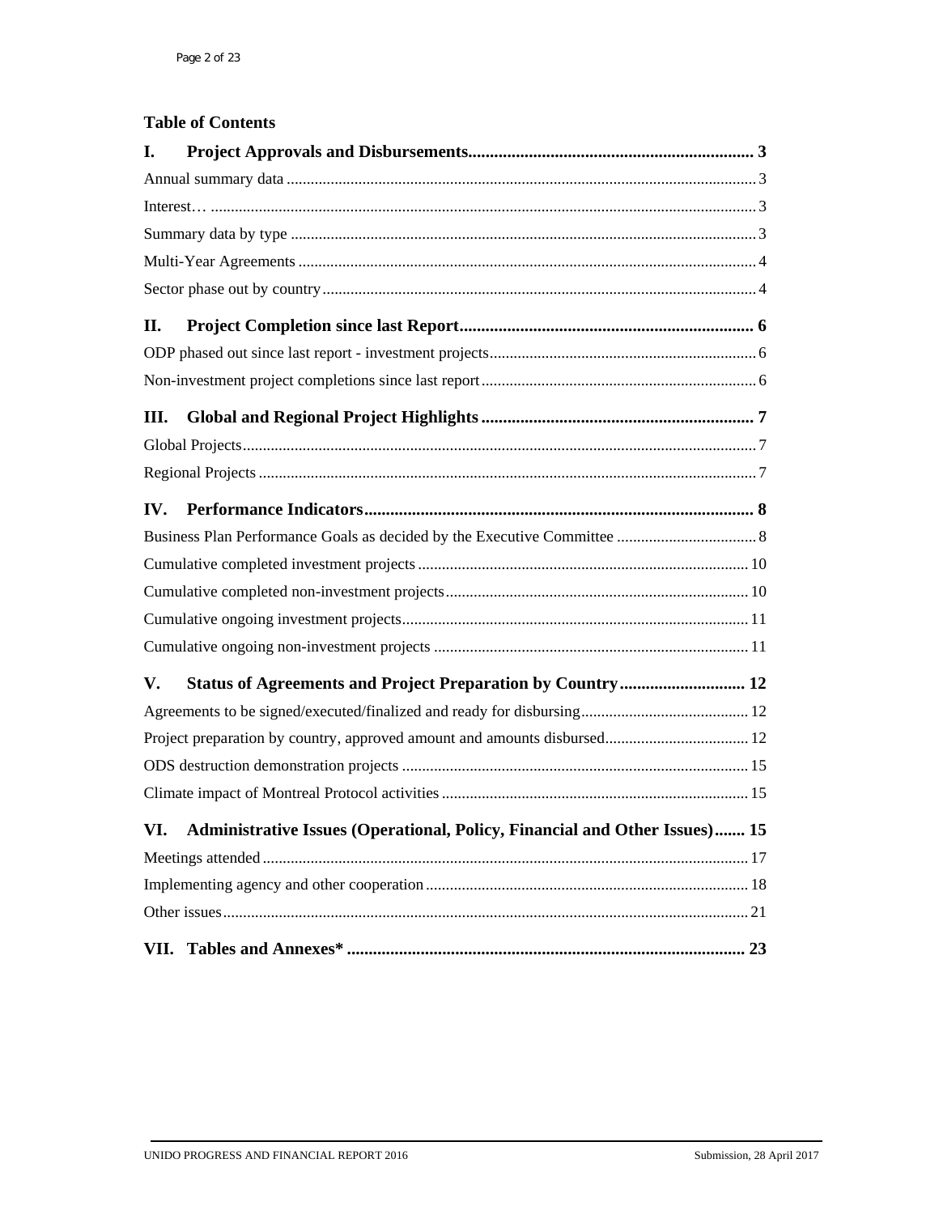**Table of Contents**

| | |
|---|---|
| **I. Project Approvals and Disbursements** | **3** |
| Annual summary data | 3 |
| Interest… | 3 |
| Summary data by type | 3 |
| Multi-Year Agreements | 4 |
| Sector phase out by country | 4 |
| **II. Project Completion since last Report** | **6** |
| ODP phased out since last report - investment projects | 6 |
| Non-investment project completions since last report | 6 |
| **III. Global and Regional Project Highlights** | **7** |
| Global Projects | 7 |
| Regional Projects | 7 |
| **IV. Performance Indicators** | **8** |
| Business Plan Performance Goals as decided by the Executive Committee | 8 |
| Cumulative completed investment projects | 10 |
| Cumulative completed non-investment projects | 10 |
| Cumulative ongoing investment projects | 11 |
| Cumulative ongoing non-investment projects | 11 |
| **V. Status of Agreements and Project Preparation by Country** | **12** |
| Agreements to be signed/executed/finalized and ready for disbursing | 12 |
| Project preparation by country, approved amount and amounts disbursed | 12 |
| ODS destruction demonstration projects | 15 |
| Climate impact of Montreal Protocol activities | 15 |
| **VI. Administrative Issues (Operational, Policy, Financial and Other Issues)** | **15** |
| Meetings attended | 17 |
| Implementing agency and other cooperation | 18 |
| Other issues | 21 |
| **VII. Tables and Annexes*** | **23** |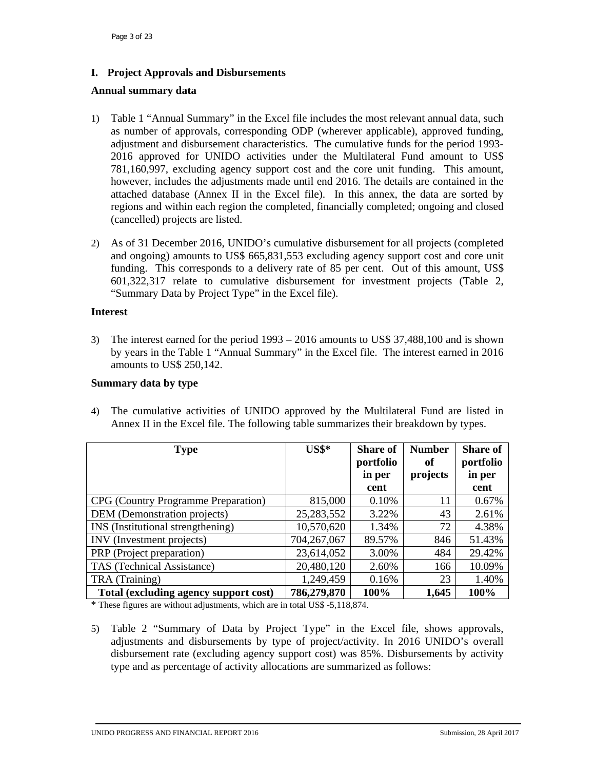## I. Project Approvals and Disbursements

### Annual summary data

1) Table 1 "Annual Summary" in the Excel file includes the most relevant annual data, such as number of approvals, corresponding ODP (wherever applicable), approved funding, adjustment and disbursement characteristics. The cumulative funds for the period 1993-2016 approved for UNIDO activities under the Multilateral Fund amount to US$ 781,160,997, excluding agency support cost and the core unit funding. This amount, however, includes the adjustments made until end 2016. The details are contained in the attached database (Annex II in the Excel file). In this annex, the data are sorted by regions and within each region the completed, financially completed; ongoing and closed (cancelled) projects are listed.

2) As of 31 December 2016, UNIDO's cumulative disbursement for all projects (completed and ongoing) amounts to US$ 665,831,553 excluding agency support cost and core unit funding. This corresponds to a delivery rate of 85 per cent. Out of this amount, US$ 601,322,317 relate to cumulative disbursement for investment projects (Table 2, "Summary Data by Project Type" in the Excel file).

### Interest

3) The interest earned for the period 1993 – 2016 amounts to US$ 37,488,100 and is shown by years in the Table 1 "Annual Summary" in the Excel file. The interest earned in 2016 amounts to US$ 250,142.

### Summary data by type

4) The cumulative activities of UNIDO approved by the Multilateral Fund are listed in Annex II in the Excel file. The following table summarizes their breakdown by types.

| Type | US$* | Share of portfolio in per cent | Number of projects | Share of portfolio in per cent |
|---|---|---|---|---|
| CPG (Country Programme Preparation) | 815,000 | 0.10% | 11 | 0.67% |
| DEM (Demonstration projects) | 25,283,552 | 3.22% | 43 | 2.61% |
| INS (Institutional strengthening) | 10,570,620 | 1.34% | 72 | 4.38% |
| INV (Investment projects) | 704,267,067 | 89.57% | 846 | 51.43% |
| PRP (Project preparation) | 23,614,052 | 3.00% | 484 | 29.42% |
| TAS (Technical Assistance) | 20,480,120 | 2.60% | 166 | 10.09% |
| TRA (Training) | 1,249,459 | 0.16% | 23 | 1.40% |
| **Total (excluding agency support cost)** | **786,279,870** | **100%** | **1,645** | **100%** |

* These figures are without adjustments, which are in total US$ -5,118,874.

5) Table 2 "Summary of Data by Project Type" in the Excel file, shows approvals, adjustments and disbursements by type of project/activity. In 2016 UNIDO's overall disbursement rate (excluding agency support cost) was 85%. Disbursements by activity type and as percentage of activity allocations are summarized as follows: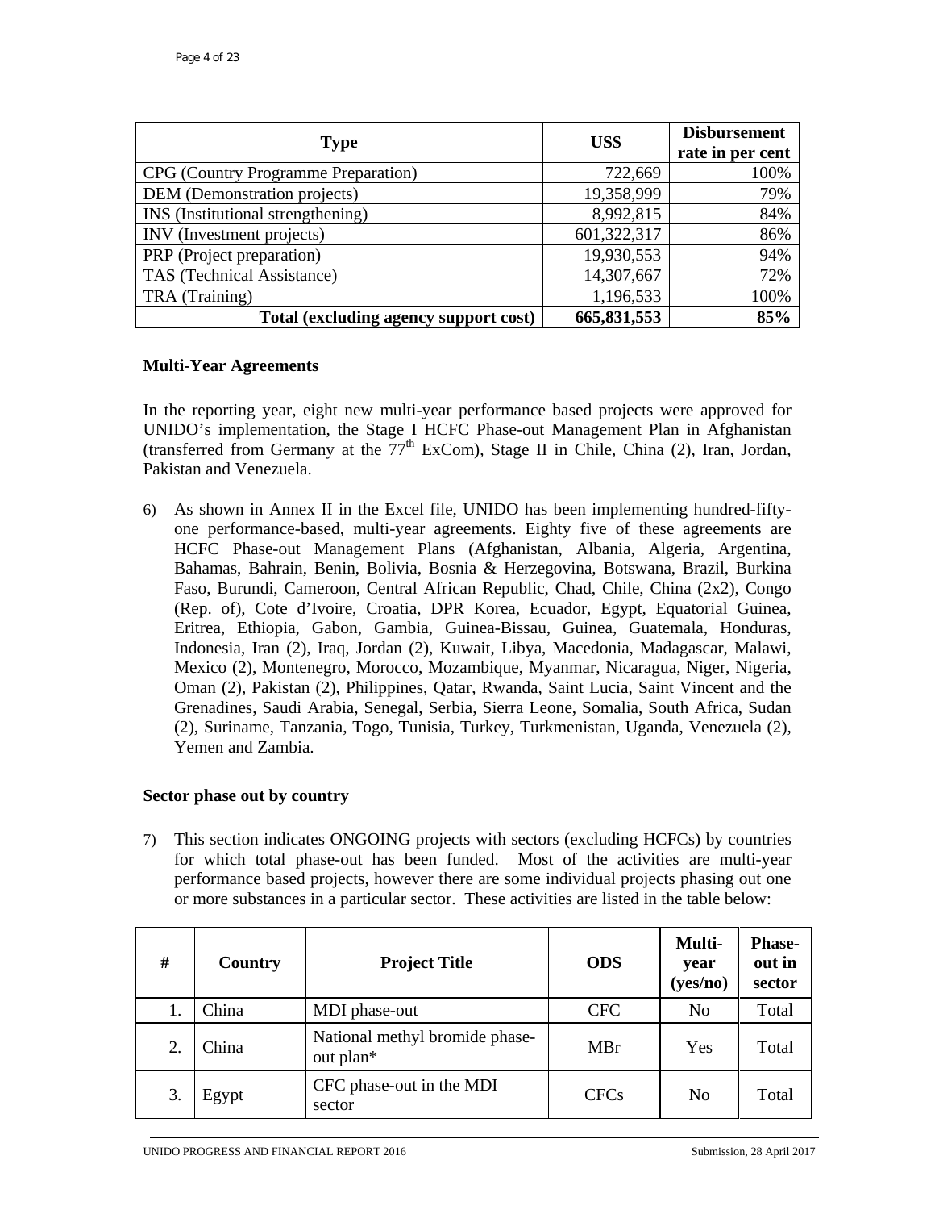| Type | US$ | Disbursement rate in per cent |
| --- | --- | --- |
| CPG (Country Programme Preparation) | 722,669 | 100% |
| DEM (Demonstration projects) | 19,358,999 | 79% |
| INS (Institutional strengthening) | 8,992,815 | 84% |
| INV (Investment projects) | 601,322,317 | 86% |
| PRP (Project preparation) | 19,930,553 | 94% |
| TAS (Technical Assistance) | 14,307,667 | 72% |
| TRA (Training) | 1,196,533 | 100% |
| **Total (excluding agency support cost)** | **665,831,553** | **85%** |

### Multi-Year Agreements

In the reporting year, eight new multi-year performance based projects were approved for UNIDO's implementation, the Stage I HCFC Phase-out Management Plan in Afghanistan (transferred from Germany at the 77th ExCom), Stage II in Chile, China (2), Iran, Jordan, Pakistan and Venezuela.

6) As shown in Annex II in the Excel file, UNIDO has been implementing hundred-fifty-one performance-based, multi-year agreements. Eighty five of these agreements are HCFC Phase-out Management Plans (Afghanistan, Albania, Algeria, Argentina, Bahamas, Bahrain, Benin, Bolivia, Bosnia & Herzegovina, Botswana, Brazil, Burkina Faso, Burundi, Cameroon, Central African Republic, Chad, Chile, China (2x2), Congo (Rep. of), Cote d'Ivoire, Croatia, DPR Korea, Ecuador, Egypt, Equatorial Guinea, Eritrea, Ethiopia, Gabon, Gambia, Guinea-Bissau, Guinea, Guatemala, Honduras, Indonesia, Iran (2), Iraq, Jordan (2), Kuwait, Libya, Macedonia, Madagascar, Malawi, Mexico (2), Montenegro, Morocco, Mozambique, Myanmar, Nicaragua, Niger, Nigeria, Oman (2), Pakistan (2), Philippines, Qatar, Rwanda, Saint Lucia, Saint Vincent and the Grenadines, Saudi Arabia, Senegal, Serbia, Sierra Leone, Somalia, South Africa, Sudan (2), Suriname, Tanzania, Togo, Tunisia, Turkey, Turkmenistan, Uganda, Venezuela (2), Yemen and Zambia.

### Sector phase out by country

7) This section indicates ONGOING projects with sectors (excluding HCFCs) by countries for which total phase-out has been funded. Most of the activities are multi-year performance based projects, however there are some individual projects phasing out one or more substances in a particular sector. These activities are listed in the table below:

| # | Country | Project Title | ODS | Multi-year (yes/no) | Phase-out in sector |
| --- | --- | --- | --- | --- | --- |
| 1. | China | MDI phase-out | CFC | No | Total |
| 2. | China | National methyl bromide phase-out plan* | MBr | Yes | Total |
| 3. | Egypt | CFC phase-out in the MDI sector | CFCs | No | Total |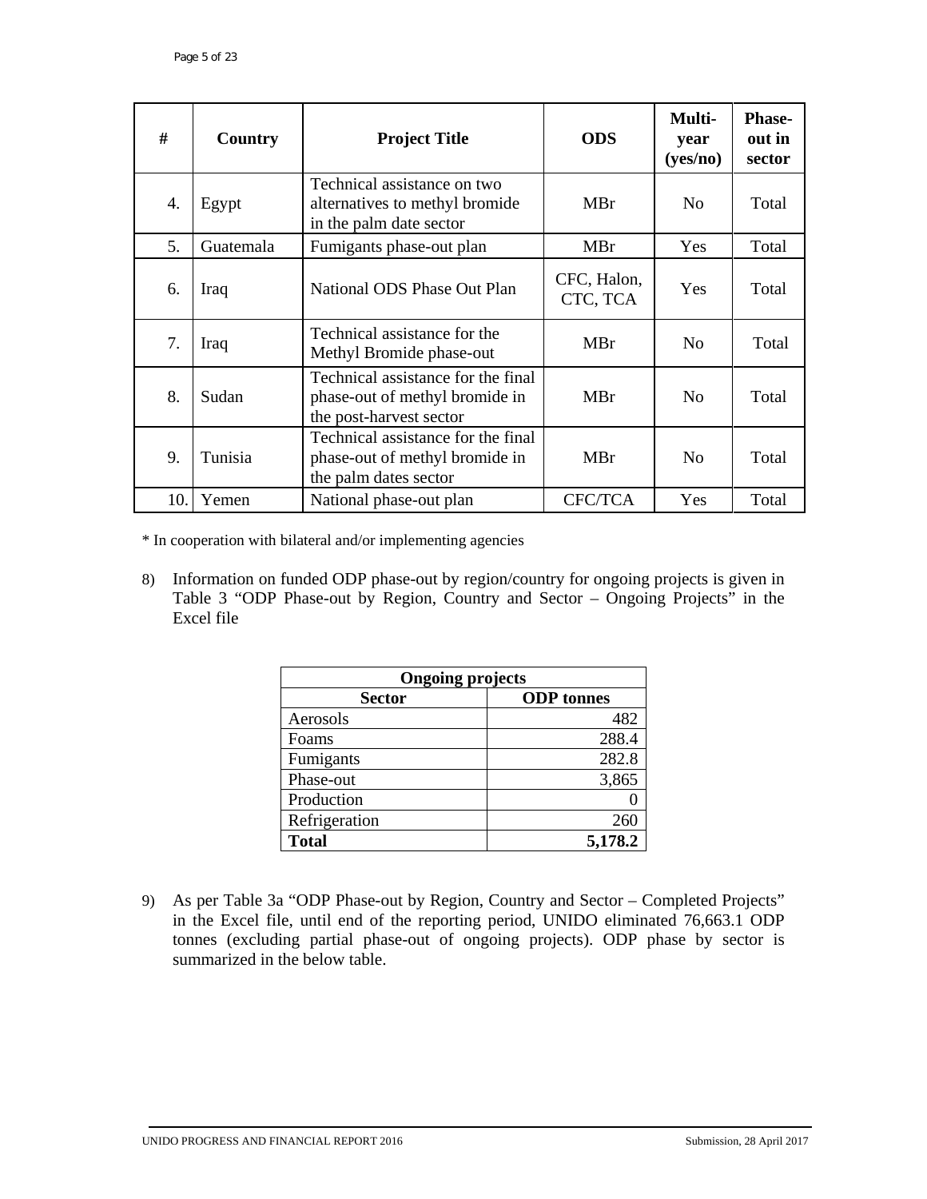| # | Country | Project Title | ODS | Multi-year (yes/no) | Phase-out in sector |
|---|---|---|---|---|---|
| 4. | Egypt | Technical assistance on two alternatives to methyl bromide in the palm date sector | MBr | No | Total |
| 5. | Guatemala | Fumigants phase-out plan | MBr | Yes | Total |
| 6. | Iraq | National ODS Phase Out Plan | CFC, Halon, CTC, TCA | Yes | Total |
| 7. | Iraq | Technical assistance for the Methyl Bromide phase-out | MBr | No | Total |
| 8. | Sudan | Technical assistance for the final phase-out of methyl bromide in the post-harvest sector | MBr | No | Total |
| 9. | Tunisia | Technical assistance for the final phase-out of methyl bromide in the palm dates sector | MBr | No | Total |
| 10. | Yemen | National phase-out plan | CFC/TCA | Yes | Total |

* In cooperation with bilateral and/or implementing agencies

8) Information on funded ODP phase-out by region/country for ongoing projects is given in Table 3 "ODP Phase-out by Region, Country and Sector – Ongoing Projects" in the Excel file

| Ongoing projects | |
|---|---|
| **Sector** | **ODP tonnes** |
| Aerosols | 482 |
| Foams | 288.4 |
| Fumigants | 282.8 |
| Phase-out | 3,865 |
| Production | 0 |
| Refrigeration | 260 |
| **Total** | **5,178.2** |

9) As per Table 3a "ODP Phase-out by Region, Country and Sector – Completed Projects" in the Excel file, until end of the reporting period, UNIDO eliminated 76,663.1 ODP tonnes (excluding partial phase-out of ongoing projects). ODP phase by sector is summarized in the below table.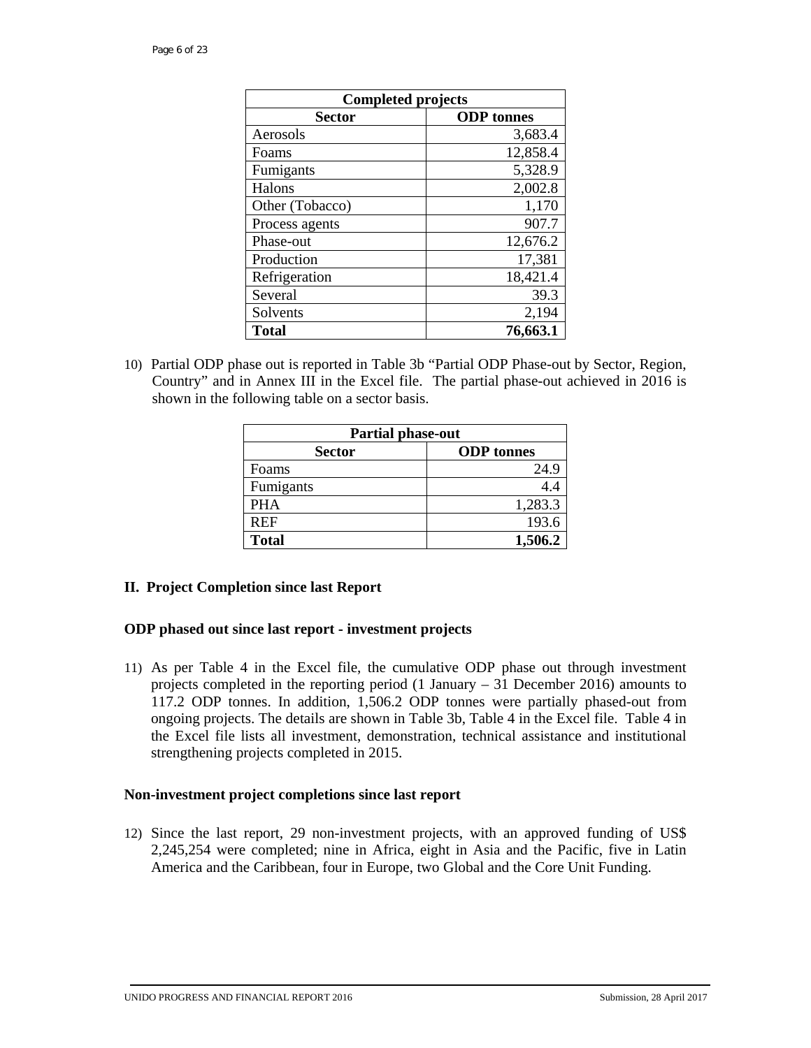| Completed projects | |
|---|---|
| **Sector** | **ODP tonnes** |
| Aerosols | 3,683.4 |
| Foams | 12,858.4 |
| Fumigants | 5,328.9 |
| Halons | 2,002.8 |
| Other (Tobacco) | 1,170 |
| Process agents | 907.7 |
| Phase-out | 12,676.2 |
| Production | 17,381 |
| Refrigeration | 18,421.4 |
| Several | 39.3 |
| Solvents | 2,194 |
| **Total** | **76,663.1** |

10) Partial ODP phase out is reported in Table 3b "Partial ODP Phase-out by Sector, Region, Country" and in Annex III in the Excel file. The partial phase-out achieved in 2016 is shown in the following table on a sector basis.

| Partial phase-out | |
|---|---|
| **Sector** | **ODP tonnes** |
| Foams | 24.9 |
| Fumigants | 4.4 |
| PHA | 1,283.3 |
| REF | 193.6 |
| **Total** | **1,506.2** |

## II. Project Completion since last Report

### ODP phased out since last report - investment projects

11) As per Table 4 in the Excel file, the cumulative ODP phase out through investment projects completed in the reporting period (1 January – 31 December 2016) amounts to 117.2 ODP tonnes. In addition, 1,506.2 ODP tonnes were partially phased-out from ongoing projects. The details are shown in Table 3b, Table 4 in the Excel file. Table 4 in the Excel file lists all investment, demonstration, technical assistance and institutional strengthening projects completed in 2015.

### Non-investment project completions since last report

12) Since the last report, 29 non-investment projects, with an approved funding of US$ 2,245,254 were completed; nine in Africa, eight in Asia and the Pacific, five in Latin America and the Caribbean, four in Europe, two Global and the Core Unit Funding.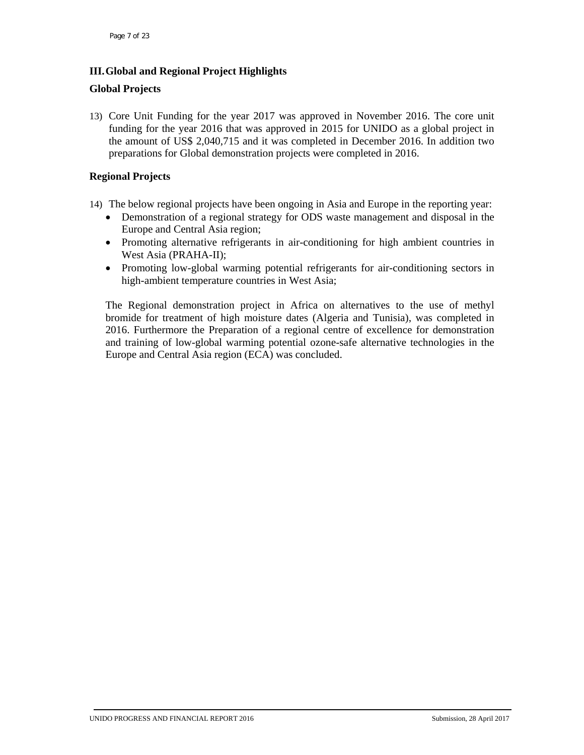## III. Global and Regional Project Highlights

### Global Projects

13) Core Unit Funding for the year 2017 was approved in November 2016. The core unit funding for the year 2016 that was approved in 2015 for UNIDO as a global project in the amount of US$ 2,040,715 and it was completed in December 2016. In addition two preparations for Global demonstration projects were completed in 2016.

### Regional Projects

14) The below regional projects have been ongoing in Asia and Europe in the reporting year:
   - Demonstration of a regional strategy for ODS waste management and disposal in the Europe and Central Asia region;
   - Promoting alternative refrigerants in air-conditioning for high ambient countries in West Asia (PRAHA-II);
   - Promoting low-global warming potential refrigerants for air-conditioning sectors in high-ambient temperature countries in West Asia;

   The Regional demonstration project in Africa on alternatives to the use of methyl bromide for treatment of high moisture dates (Algeria and Tunisia), was completed in 2016. Furthermore the Preparation of a regional centre of excellence for demonstration and training of low-global warming potential ozone-safe alternative technologies in the Europe and Central Asia region (ECA) was concluded.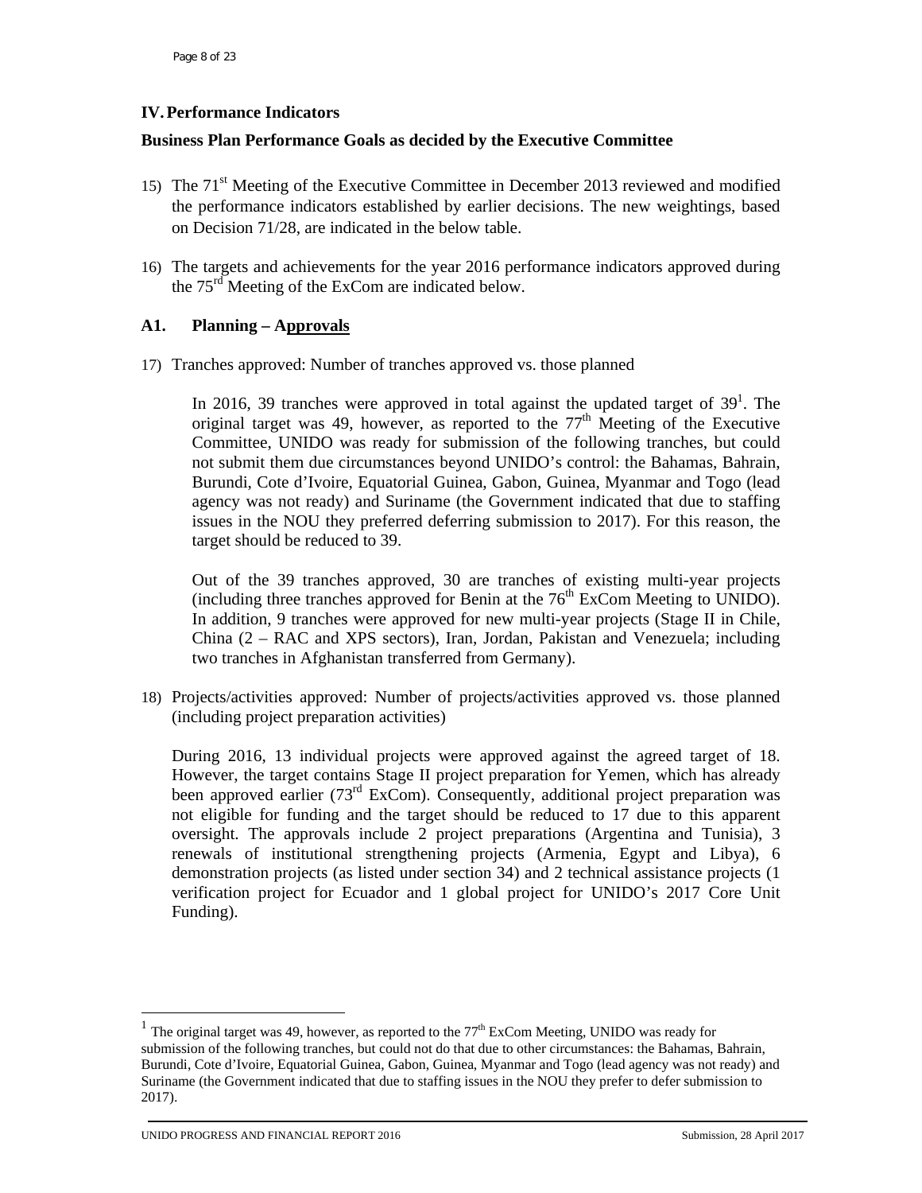## IV. Performance Indicators

### Business Plan Performance Goals as decided by the Executive Committee

15) The 71st Meeting of the Executive Committee in December 2013 reviewed and modified the performance indicators established by earlier decisions. The new weightings, based on Decision 71/28, are indicated in the below table.

16) The targets and achievements for the year 2016 performance indicators approved during the 75rd Meeting of the ExCom are indicated below.

### A1. Planning – Approvals

17) Tranches approved: Number of tranches approved vs. those planned

    In 2016, 39 tranches were approved in total against the updated target of 39[1]. The original target was 49, however, as reported to the 77th Meeting of the Executive Committee, UNIDO was ready for submission of the following tranches, but could not submit them due circumstances beyond UNIDO's control: the Bahamas, Bahrain, Burundi, Cote d'Ivoire, Equatorial Guinea, Gabon, Guinea, Myanmar and Togo (lead agency was not ready) and Suriname (the Government indicated that due to staffing issues in the NOU they preferred deferring submission to 2017). For this reason, the target should be reduced to 39.

    Out of the 39 tranches approved, 30 are tranches of existing multi-year projects (including three tranches approved for Benin at the 76th ExCom Meeting to UNIDO). In addition, 9 tranches were approved for new multi-year projects (Stage II in Chile, China (2 – RAC and XPS sectors), Iran, Jordan, Pakistan and Venezuela; including two tranches in Afghanistan transferred from Germany).

18) Projects/activities approved: Number of projects/activities approved vs. those planned (including project preparation activities)

    During 2016, 13 individual projects were approved against the agreed target of 18. However, the target contains Stage II project preparation for Yemen, which has already been approved earlier (73rd ExCom). Consequently, additional project preparation was not eligible for funding and the target should be reduced to 17 due to this apparent oversight. The approvals include 2 project preparations (Argentina and Tunisia), 3 renewals of institutional strengthening projects (Armenia, Egypt and Libya), 6 demonstration projects (as listed under section 34) and 2 technical assistance projects (1 verification project for Ecuador and 1 global project for UNIDO's 2017 Core Unit Funding).

---

[1] The original target was 49, however, as reported to the 77th ExCom Meeting, UNIDO was ready for submission of the following tranches, but could not do that due to other circumstances: the Bahamas, Bahrain, Burundi, Cote d'Ivoire, Equatorial Guinea, Gabon, Guinea, Myanmar and Togo (lead agency was not ready) and Suriname (the Government indicated that due to staffing issues in the NOU they prefer to defer submission to 2017).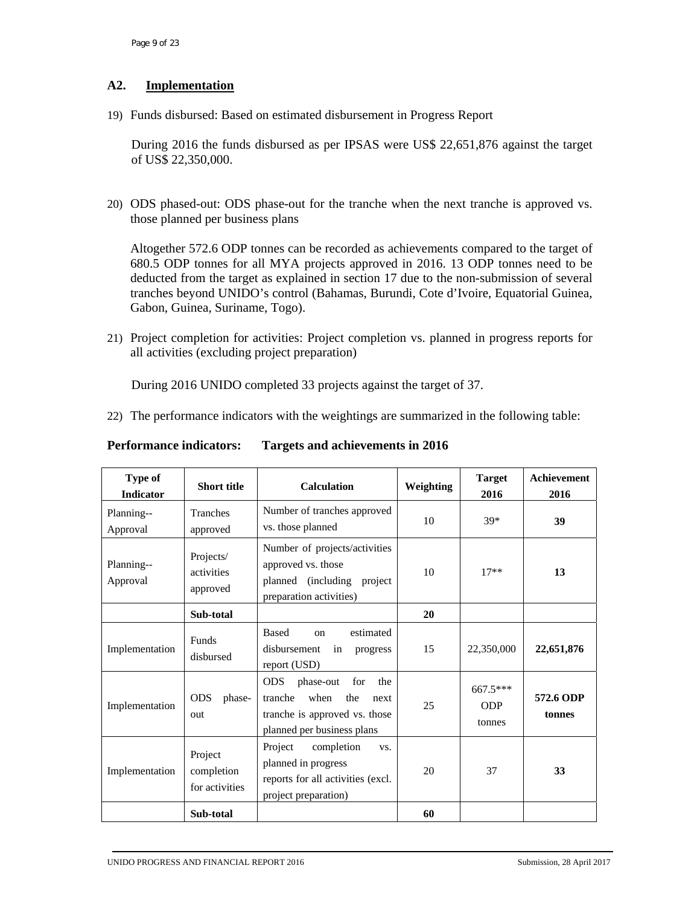## A2. Implementation

19) Funds disbursed: Based on estimated disbursement in Progress Report

During 2016 the funds disbursed as per IPSAS were US$ 22,651,876 against the target of US$ 22,350,000.

20) ODS phased-out: ODS phase-out for the tranche when the next tranche is approved vs. those planned per business plans

Altogether 572.6 ODP tonnes can be recorded as achievements compared to the target of 680.5 ODP tonnes for all MYA projects approved in 2016. 13 ODP tonnes need to be deducted from the target as explained in section 17 due to the non-submission of several tranches beyond UNIDO's control (Bahamas, Burundi, Cote d'Ivoire, Equatorial Guinea, Gabon, Guinea, Suriname, Togo).

21) Project completion for activities: Project completion vs. planned in progress reports for all activities (excluding project preparation)

During 2016 UNIDO completed 33 projects against the target of 37.

22) The performance indicators with the weightings are summarized in the following table:

**Performance indicators: Targets and achievements in 2016**

| Type of Indicator | Short title | Calculation | Weighting | Target 2016 | Achievement 2016 |
|---|---|---|---|---|---|
| Planning--Approval | Tranches approved | Number of tranches approved vs. those planned | 10 | 39* | **39** |
| Planning--Approval | Projects/ activities approved | Number of projects/activities approved vs. those planned (including project preparation activities) | 10 | 17** | **13** |
| | **Sub-total** | | **20** | | |
| Implementation | Funds disbursed | Based on estimated disbursement in progress report (USD) | 15 | 22,350,000 | **22,651,876** |
| Implementation | ODS phase-out | ODS phase-out for the tranche when the next tranche is approved vs. those planned per business plans | 25 | 667.5*** ODP tonnes | **572.6 ODP tonnes** |
| Implementation | Project completion for activities | Project completion vs. planned in progress reports for all activities (excl. project preparation) | 20 | 37 | **33** |
| | **Sub-total** | | **60** | | |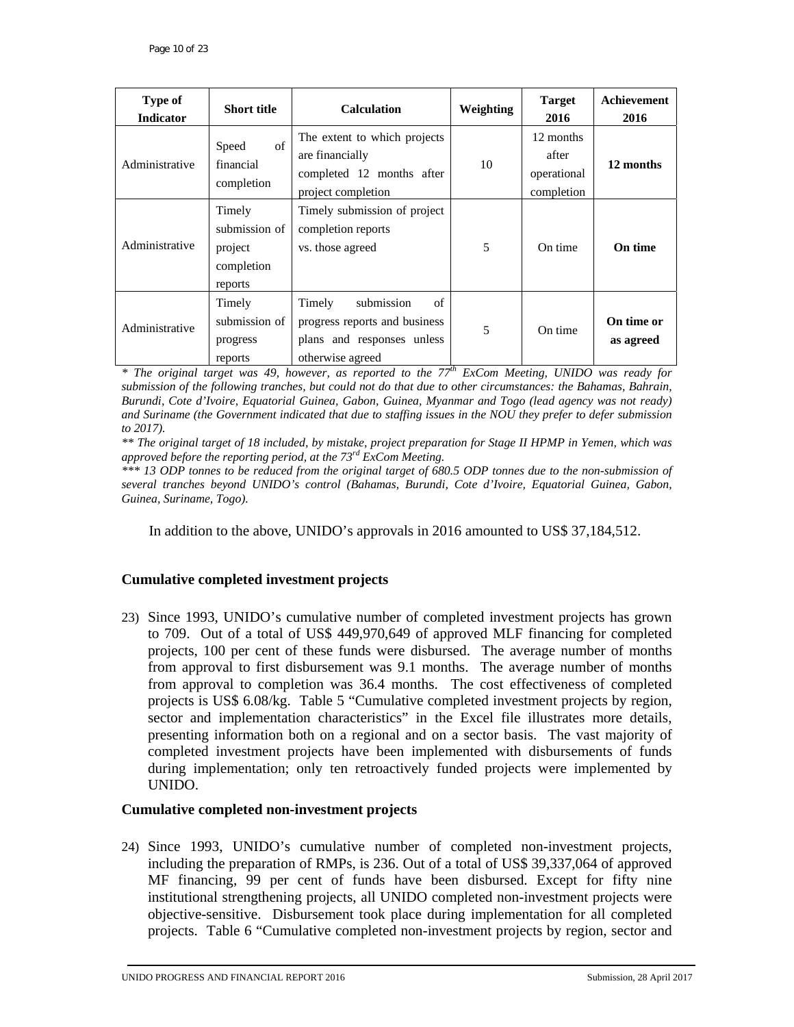| Type of Indicator | Short title | Calculation | Weighting | Target 2016 | Achievement 2016 |
|---|---|---|---|---|---|
| Administrative | Speed of financial completion | The extent to which projects are financially completed 12 months after project completion | 10 | 12 months after operational completion | **12 months** |
| Administrative | Timely submission of project completion reports | Timely submission of project completion reports vs. those agreed | 5 | On time | **On time** |
| Administrative | Timely submission of progress reports | Timely submission of progress reports and business plans and responses unless otherwise agreed | 5 | On time | **On time or as agreed** |

*\* The original target was 49, however, as reported to the 77th ExCom Meeting, UNIDO was ready for submission of the following tranches, but could not do that due to other circumstances: the Bahamas, Bahrain, Burundi, Cote d'Ivoire, Equatorial Guinea, Gabon, Guinea, Myanmar and Togo (lead agency was not ready) and Suriname (the Government indicated that due to staffing issues in the NOU they prefer to defer submission to 2017).*

*\*\* The original target of 18 included, by mistake, project preparation for Stage II HPMP in Yemen, which was approved before the reporting period, at the 73rd ExCom Meeting.*

*\*\*\* 13 ODP tonnes to be reduced from the original target of 680.5 ODP tonnes due to the non-submission of several tranches beyond UNIDO's control (Bahamas, Burundi, Cote d'Ivoire, Equatorial Guinea, Gabon, Guinea, Suriname, Togo).*

In addition to the above, UNIDO's approvals in 2016 amounted to US$ 37,184,512.

**Cumulative completed investment projects**

23) Since 1993, UNIDO's cumulative number of completed investment projects has grown to 709. Out of a total of US$ 449,970,649 of approved MLF financing for completed projects, 100 per cent of these funds were disbursed. The average number of months from approval to first disbursement was 9.1 months. The average number of months from approval to completion was 36.4 months. The cost effectiveness of completed projects is US$ 6.08/kg. Table 5 "Cumulative completed investment projects by region, sector and implementation characteristics" in the Excel file illustrates more details, presenting information both on a regional and on a sector basis. The vast majority of completed investment projects have been implemented with disbursements of funds during implementation; only ten retroactively funded projects were implemented by UNIDO.

**Cumulative completed non-investment projects**

24) Since 1993, UNIDO's cumulative number of completed non-investment projects, including the preparation of RMPs, is 236. Out of a total of US$ 39,337,064 of approved MF financing, 99 per cent of funds have been disbursed. Except for fifty nine institutional strengthening projects, all UNIDO completed non-investment projects were objective-sensitive. Disbursement took place during implementation for all completed projects. Table 6 "Cumulative completed non-investment projects by region, sector and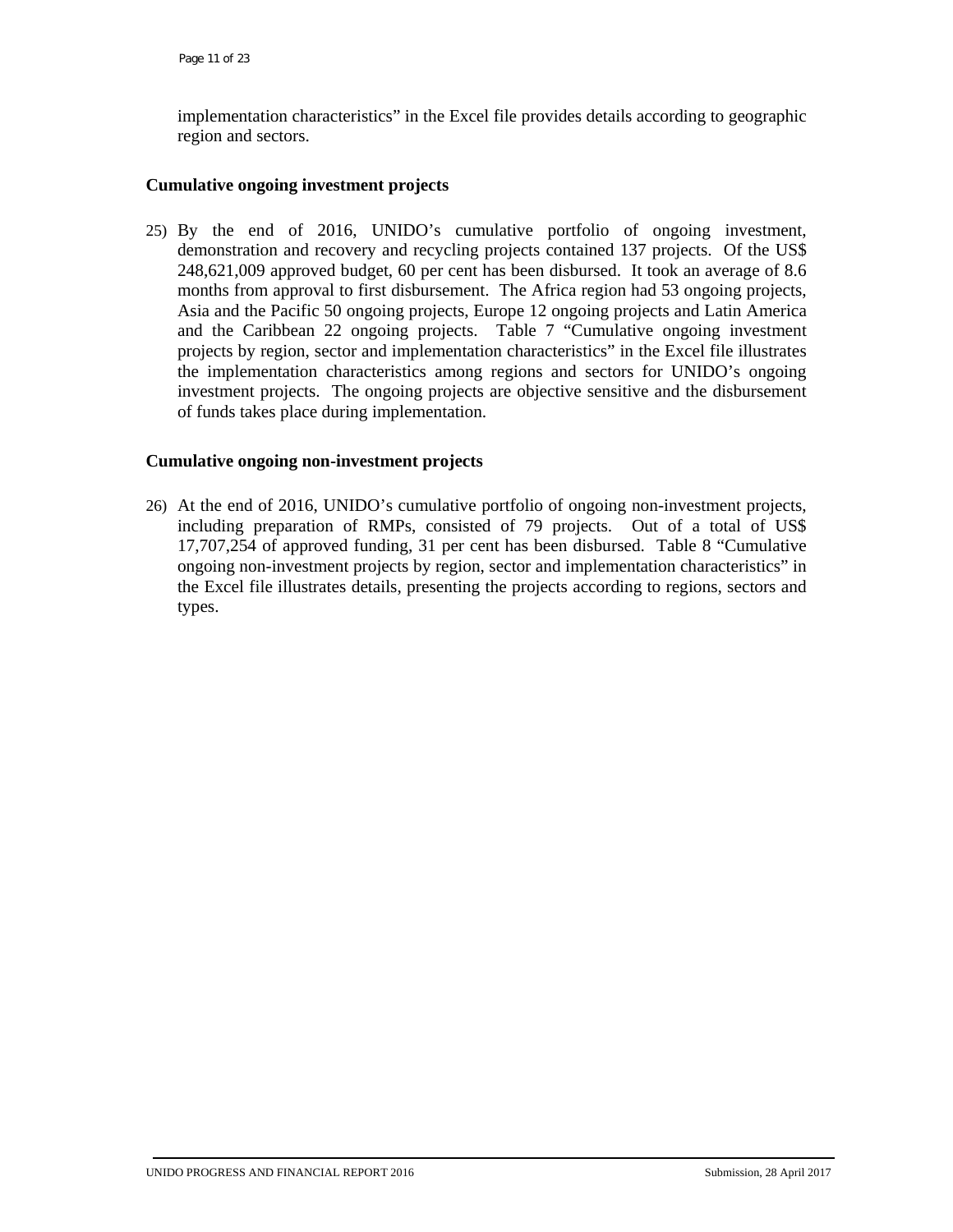implementation characteristics" in the Excel file provides details according to geographic region and sectors.

### Cumulative ongoing investment projects

25) By the end of 2016, UNIDO's cumulative portfolio of ongoing investment, demonstration and recovery and recycling projects contained 137 projects. Of the US$ 248,621,009 approved budget, 60 per cent has been disbursed. It took an average of 8.6 months from approval to first disbursement. The Africa region had 53 ongoing projects, Asia and the Pacific 50 ongoing projects, Europe 12 ongoing projects and Latin America and the Caribbean 22 ongoing projects. Table 7 "Cumulative ongoing investment projects by region, sector and implementation characteristics" in the Excel file illustrates the implementation characteristics among regions and sectors for UNIDO's ongoing investment projects. The ongoing projects are objective sensitive and the disbursement of funds takes place during implementation.

### Cumulative ongoing non-investment projects

26) At the end of 2016, UNIDO's cumulative portfolio of ongoing non-investment projects, including preparation of RMPs, consisted of 79 projects. Out of a total of US$ 17,707,254 of approved funding, 31 per cent has been disbursed. Table 8 "Cumulative ongoing non-investment projects by region, sector and implementation characteristics" in the Excel file illustrates details, presenting the projects according to regions, sectors and types.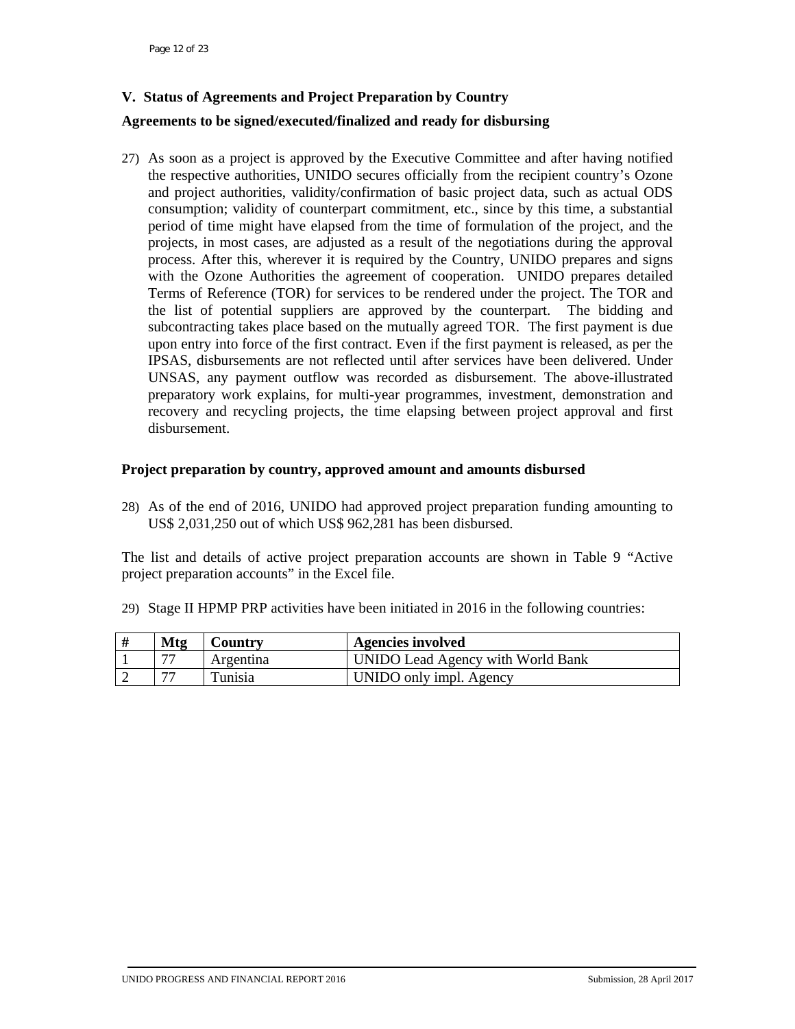## V. Status of Agreements and Project Preparation by Country

### Agreements to be signed/executed/finalized and ready for disbursing

27) As soon as a project is approved by the Executive Committee and after having notified the respective authorities, UNIDO secures officially from the recipient country's Ozone and project authorities, validity/confirmation of basic project data, such as actual ODS consumption; validity of counterpart commitment, etc., since by this time, a substantial period of time might have elapsed from the time of formulation of the project, and the projects, in most cases, are adjusted as a result of the negotiations during the approval process. After this, wherever it is required by the Country, UNIDO prepares and signs with the Ozone Authorities the agreement of cooperation. UNIDO prepares detailed Terms of Reference (TOR) for services to be rendered under the project. The TOR and the list of potential suppliers are approved by the counterpart. The bidding and subcontracting takes place based on the mutually agreed TOR. The first payment is due upon entry into force of the first contract. Even if the first payment is released, as per the IPSAS, disbursements are not reflected until after services have been delivered. Under UNSAS, any payment outflow was recorded as disbursement. The above-illustrated preparatory work explains, for multi-year programmes, investment, demonstration and recovery and recycling projects, the time elapsing between project approval and first disbursement.

### Project preparation by country, approved amount and amounts disbursed

28) As of the end of 2016, UNIDO had approved project preparation funding amounting to US$ 2,031,250 out of which US$ 962,281 has been disbursed.

The list and details of active project preparation accounts are shown in Table 9 "Active project preparation accounts" in the Excel file.

29) Stage II HPMP PRP activities have been initiated in 2016 in the following countries:

| # | Mtg | Country | Agencies involved |
|---|---|---|---|
| 1 | 77 | Argentina | UNIDO Lead Agency with World Bank |
| 2 | 77 | Tunisia | UNIDO only impl. Agency |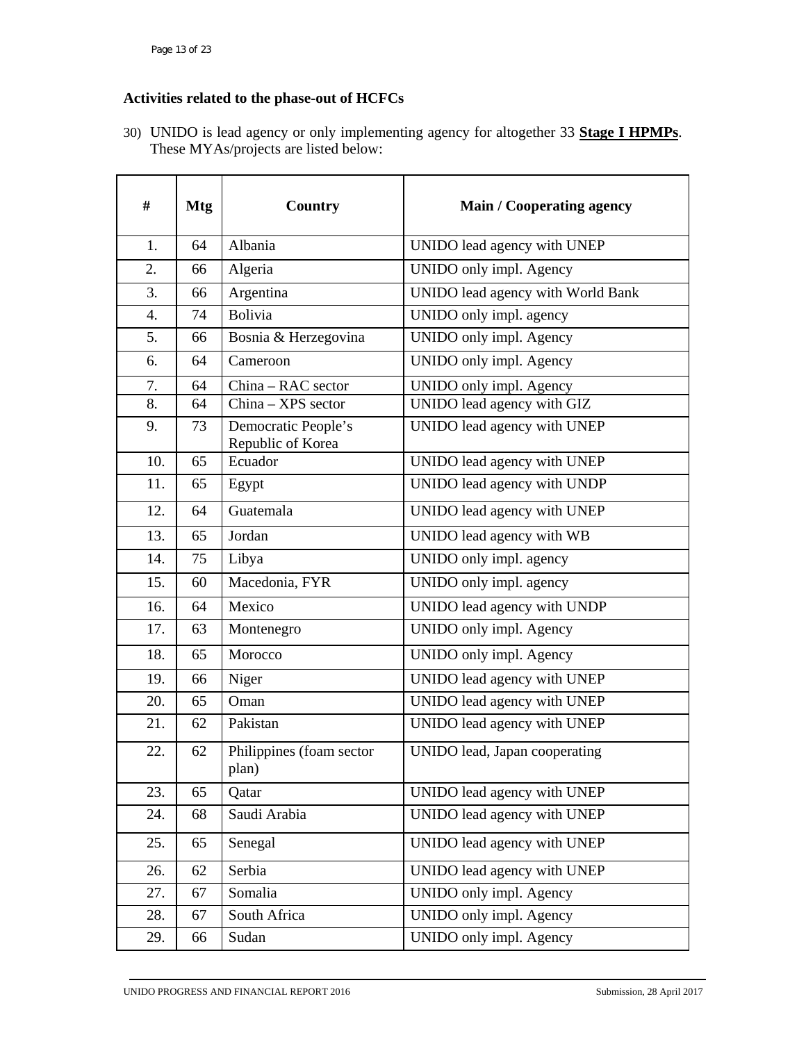**Activities related to the phase-out of HCFCs**

30) UNIDO is lead agency or only implementing agency for altogether 33 **Stage I HPMPs**. These MYAs/projects are listed below:

| # | Mtg | Country | Main / Cooperating agency |
|---|---|---|---|
| 1. | 64 | Albania | UNIDO lead agency with UNEP |
| 2. | 66 | Algeria | UNIDO only impl. Agency |
| 3. | 66 | Argentina | UNIDO lead agency with World Bank |
| 4. | 74 | Bolivia | UNIDO only impl. agency |
| 5. | 66 | Bosnia & Herzegovina | UNIDO only impl. Agency |
| 6. | 64 | Cameroon | UNIDO only impl. Agency |
| 7. | 64 | China – RAC sector | UNIDO only impl. Agency |
| 8. | 64 | China – XPS sector | UNIDO lead agency with GIZ |
| 9. | 73 | Democratic People's Republic of Korea | UNIDO lead agency with UNEP |
| 10. | 65 | Ecuador | UNIDO lead agency with UNEP |
| 11. | 65 | Egypt | UNIDO lead agency with UNDP |
| 12. | 64 | Guatemala | UNIDO lead agency with UNEP |
| 13. | 65 | Jordan | UNIDO lead agency with WB |
| 14. | 75 | Libya | UNIDO only impl. agency |
| 15. | 60 | Macedonia, FYR | UNIDO only impl. agency |
| 16. | 64 | Mexico | UNIDO lead agency with UNDP |
| 17. | 63 | Montenegro | UNIDO only impl. Agency |
| 18. | 65 | Morocco | UNIDO only impl. Agency |
| 19. | 66 | Niger | UNIDO lead agency with UNEP |
| 20. | 65 | Oman | UNIDO lead agency with UNEP |
| 21. | 62 | Pakistan | UNIDO lead agency with UNEP |
| 22. | 62 | Philippines (foam sector plan) | UNIDO lead, Japan cooperating |
| 23. | 65 | Qatar | UNIDO lead agency with UNEP |
| 24. | 68 | Saudi Arabia | UNIDO lead agency with UNEP |
| 25. | 65 | Senegal | UNIDO lead agency with UNEP |
| 26. | 62 | Serbia | UNIDO lead agency with UNEP |
| 27. | 67 | Somalia | UNIDO only impl. Agency |
| 28. | 67 | South Africa | UNIDO only impl. Agency |
| 29. | 66 | Sudan | UNIDO only impl. Agency |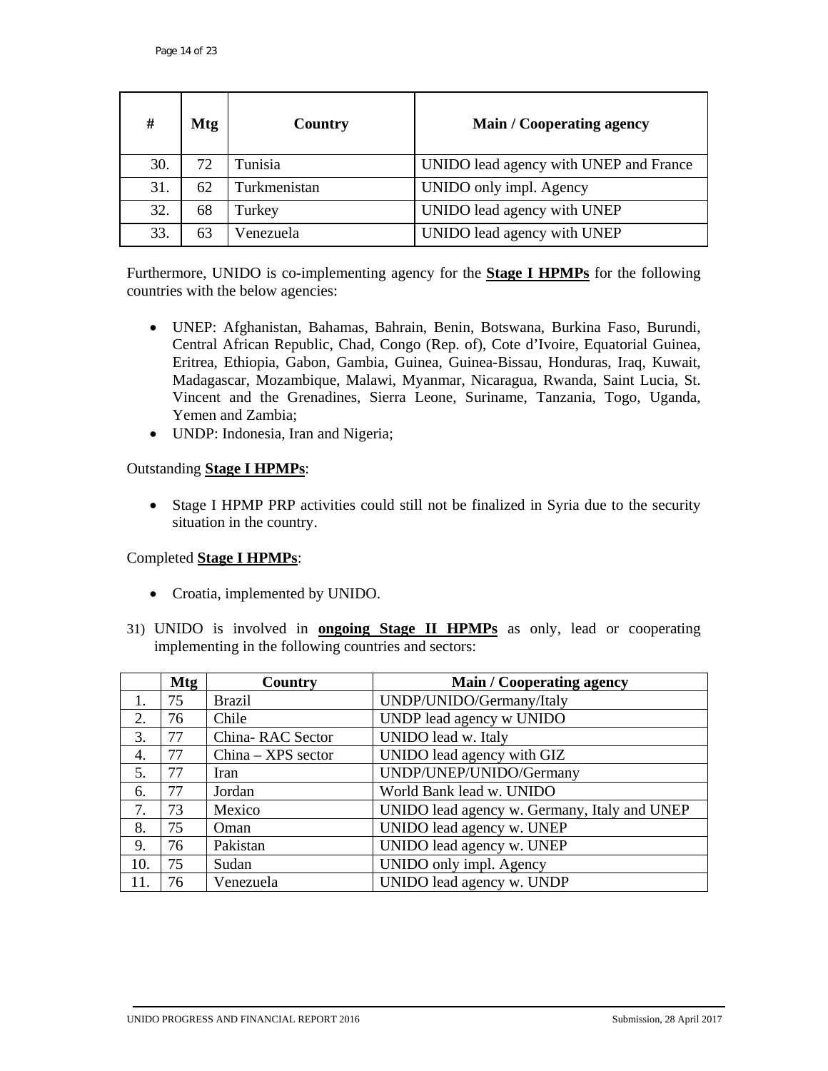| # | Mtg | Country | Main / Cooperating agency |
|---|---|---|---|
| 30. | 72 | Tunisia | UNIDO lead agency with UNEP and France |
| 31. | 62 | Turkmenistan | UNIDO only impl. Agency |
| 32. | 68 | Turkey | UNIDO lead agency with UNEP |
| 33. | 63 | Venezuela | UNIDO lead agency with UNEP |

Furthermore, UNIDO is co-implementing agency for the **Stage I HPMPs** for the following countries with the below agencies:

- UNEP: Afghanistan, Bahamas, Bahrain, Benin, Botswana, Burkina Faso, Burundi, Central African Republic, Chad, Congo (Rep. of), Cote d'Ivoire, Equatorial Guinea, Eritrea, Ethiopia, Gabon, Gambia, Guinea, Guinea-Bissau, Honduras, Iraq, Kuwait, Madagascar, Mozambique, Malawi, Myanmar, Nicaragua, Rwanda, Saint Lucia, St. Vincent and the Grenadines, Sierra Leone, Suriname, Tanzania, Togo, Uganda, Yemen and Zambia;
- UNDP: Indonesia, Iran and Nigeria;

Outstanding **Stage I HPMPs**:

- Stage I HPMP PRP activities could still not be finalized in Syria due to the security situation in the country.

Completed **Stage I HPMPs**:

- Croatia, implemented by UNIDO.

31) UNIDO is involved in **ongoing Stage II HPMPs** as only, lead or cooperating implementing in the following countries and sectors:

| | Mtg | Country | Main / Cooperating agency |
|---|---|---|---|
| 1. | 75 | Brazil | UNDP/UNIDO/Germany/Italy |
| 2. | 76 | Chile | UNDP lead agency w UNIDO |
| 3. | 77 | China- RAC Sector | UNIDO lead w. Italy |
| 4. | 77 | China – XPS sector | UNIDO lead agency with GIZ |
| 5. | 77 | Iran | UNDP/UNEP/UNIDO/Germany |
| 6. | 77 | Jordan | World Bank lead w. UNIDO |
| 7. | 73 | Mexico | UNIDO lead agency w. Germany, Italy and UNEP |
| 8. | 75 | Oman | UNIDO lead agency w. UNEP |
| 9. | 76 | Pakistan | UNIDO lead agency w. UNEP |
| 10. | 75 | Sudan | UNIDO only impl. Agency |
| 11. | 76 | Venezuela | UNIDO lead agency w. UNDP |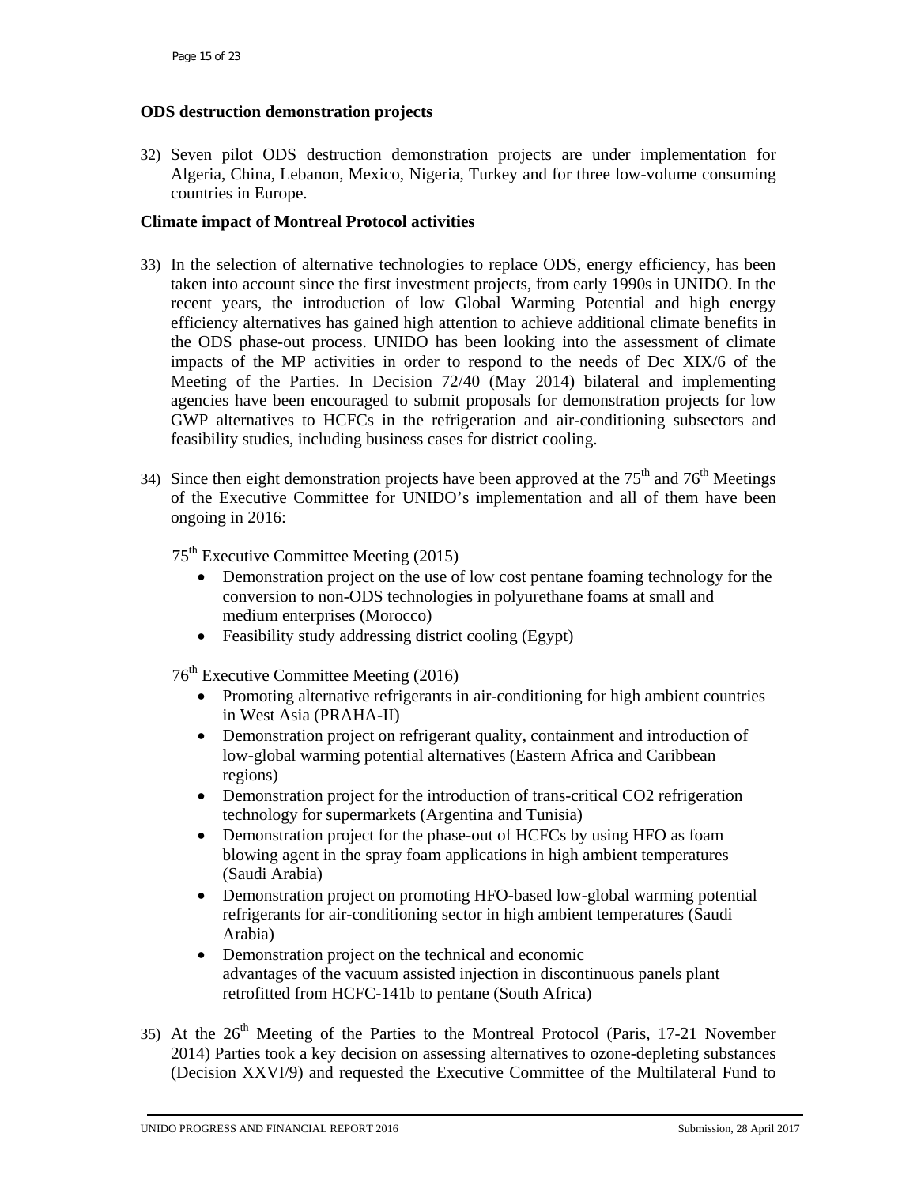**ODS destruction demonstration projects**

32) Seven pilot ODS destruction demonstration projects are under implementation for Algeria, China, Lebanon, Mexico, Nigeria, Turkey and for three low-volume consuming countries in Europe.

**Climate impact of Montreal Protocol activities**

33) In the selection of alternative technologies to replace ODS, energy efficiency, has been taken into account since the first investment projects, from early 1990s in UNIDO. In the recent years, the introduction of low Global Warming Potential and high energy efficiency alternatives has gained high attention to achieve additional climate benefits in the ODS phase-out process. UNIDO has been looking into the assessment of climate impacts of the MP activities in order to respond to the needs of Dec XIX/6 of the Meeting of the Parties. In Decision 72/40 (May 2014) bilateral and implementing agencies have been encouraged to submit proposals for demonstration projects for low GWP alternatives to HCFCs in the refrigeration and air-conditioning subsectors and feasibility studies, including business cases for district cooling.

34) Since then eight demonstration projects have been approved at the 75th and 76th Meetings of the Executive Committee for UNIDO's implementation and all of them have been ongoing in 2016:

75th Executive Committee Meeting (2015)

- Demonstration project on the use of low cost pentane foaming technology for the conversion to non-ODS technologies in polyurethane foams at small and medium enterprises (Morocco)
- Feasibility study addressing district cooling (Egypt)

76th Executive Committee Meeting (2016)

- Promoting alternative refrigerants in air-conditioning for high ambient countries in West Asia (PRAHA-II)
- Demonstration project on refrigerant quality, containment and introduction of low-global warming potential alternatives (Eastern Africa and Caribbean regions)
- Demonstration project for the introduction of trans-critical $CO_2$ refrigeration technology for supermarkets (Argentina and Tunisia)
- Demonstration project for the phase-out of HCFCs by using HFO as foam blowing agent in the spray foam applications in high ambient temperatures (Saudi Arabia)
- Demonstration project on promoting HFO-based low-global warming potential refrigerants for air-conditioning sector in high ambient temperatures (Saudi Arabia)
- Demonstration project on the technical and economic advantages of the vacuum assisted injection in discontinuous panels plant retrofitted from HCFC-141b to pentane (South Africa)

35) At the 26th Meeting of the Parties to the Montreal Protocol (Paris, 17-21 November 2014) Parties took a key decision on assessing alternatives to ozone-depleting substances (Decision XXVI/9) and requested the Executive Committee of the Multilateral Fund to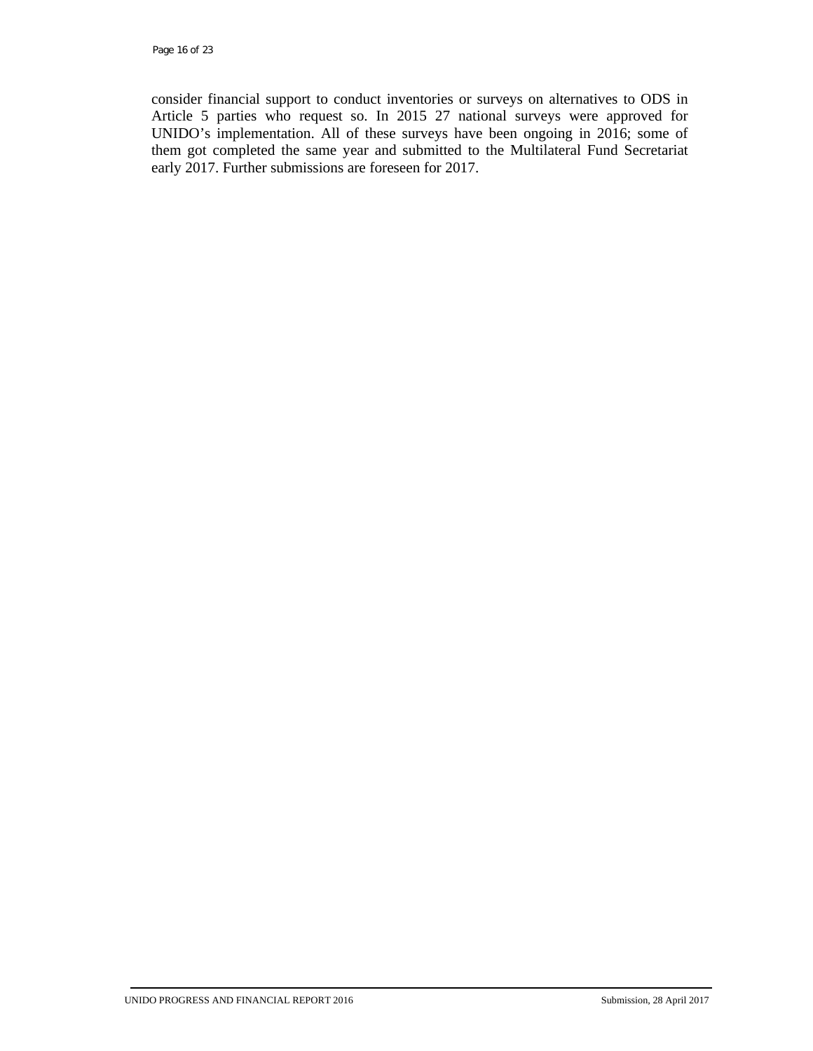consider financial support to conduct inventories or surveys on alternatives to ODS in Article 5 parties who request so. In 2015 27 national surveys were approved for UNIDO's implementation. All of these surveys have been ongoing in 2016; some of them got completed the same year and submitted to the Multilateral Fund Secretariat early 2017. Further submissions are foreseen for 2017.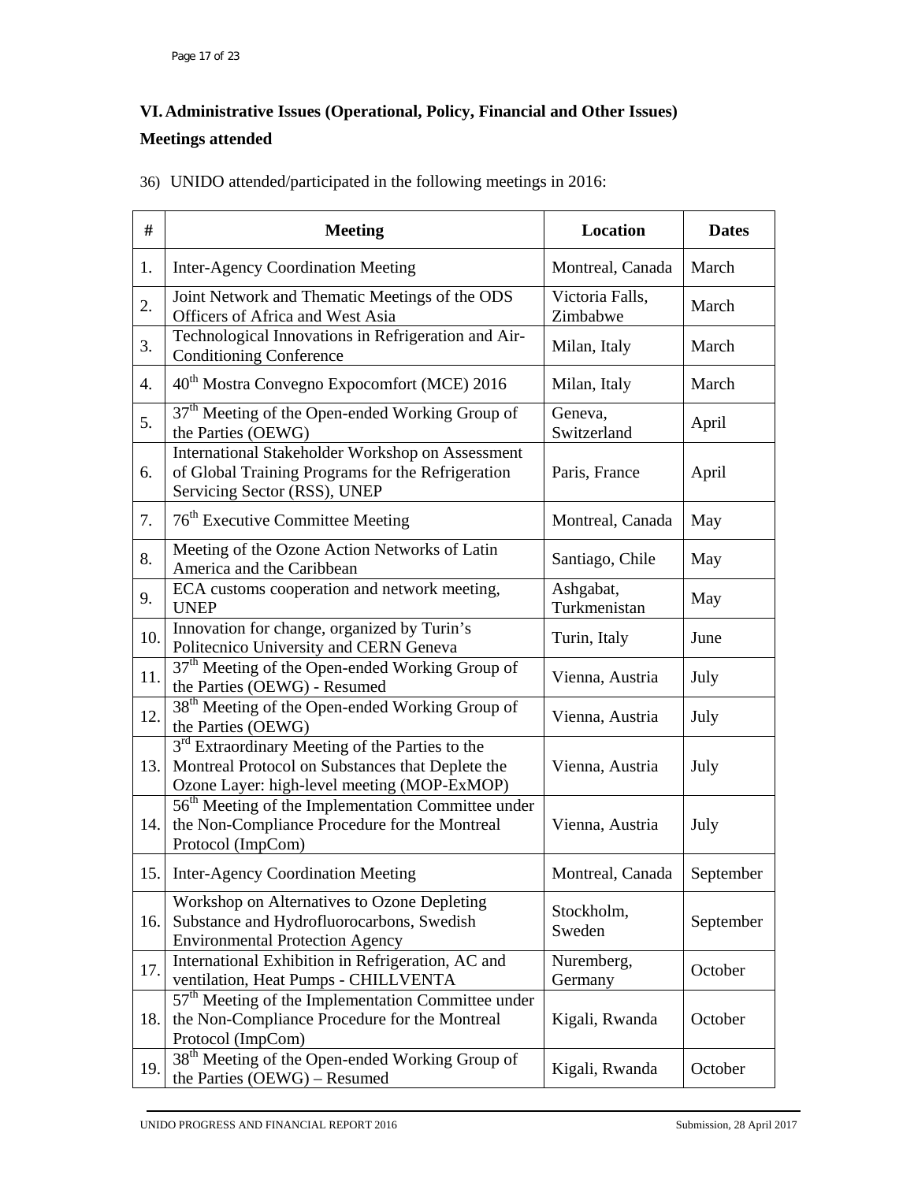## VI. Administrative Issues (Operational, Policy, Financial and Other Issues)

**Meetings attended**

36) UNIDO attended/participated in the following meetings in 2016:

| # | Meeting | Location | Dates |
|---|---|---|---|
| 1. | Inter-Agency Coordination Meeting | Montreal, Canada | March |
| 2. | Joint Network and Thematic Meetings of the ODS Officers of Africa and West Asia | Victoria Falls, Zimbabwe | March |
| 3. | Technological Innovations in Refrigeration and Air-Conditioning Conference | Milan, Italy | March |
| 4. | 40th Mostra Convegno Expocomfort (MCE) 2016 | Milan, Italy | March |
| 5. | 37th Meeting of the Open-ended Working Group of the Parties (OEWG) | Geneva, Switzerland | April |
| 6. | International Stakeholder Workshop on Assessment of Global Training Programs for the Refrigeration Servicing Sector (RSS), UNEP | Paris, France | April |
| 7. | 76th Executive Committee Meeting | Montreal, Canada | May |
| 8. | Meeting of the Ozone Action Networks of Latin America and the Caribbean | Santiago, Chile | May |
| 9. | ECA customs cooperation and network meeting, UNEP | Ashgabat, Turkmenistan | May |
| 10. | Innovation for change, organized by Turin's Politecnico University and CERN Geneva | Turin, Italy | June |
| 11. | 37th Meeting of the Open-ended Working Group of the Parties (OEWG) - Resumed | Vienna, Austria | July |
| 12. | 38th Meeting of the Open-ended Working Group of the Parties (OEWG) | Vienna, Austria | July |
| 13. | 3rd Extraordinary Meeting of the Parties to the Montreal Protocol on Substances that Deplete the Ozone Layer: high-level meeting (MOP-ExMOP) | Vienna, Austria | July |
| 14. | 56th Meeting of the Implementation Committee under the Non-Compliance Procedure for the Montreal Protocol (ImpCom) | Vienna, Austria | July |
| 15. | Inter-Agency Coordination Meeting | Montreal, Canada | September |
| 16. | Workshop on Alternatives to Ozone Depleting Substance and Hydrofluorocarbons, Swedish Environmental Protection Agency | Stockholm, Sweden | September |
| 17. | International Exhibition in Refrigeration, AC and ventilation, Heat Pumps - CHILLVENTA | Nuremberg, Germany | October |
| 18. | 57th Meeting of the Implementation Committee under the Non-Compliance Procedure for the Montreal Protocol (ImpCom) | Kigali, Rwanda | October |
| 19. | 38th Meeting of the Open-ended Working Group of the Parties (OEWG) – Resumed | Kigali, Rwanda | October |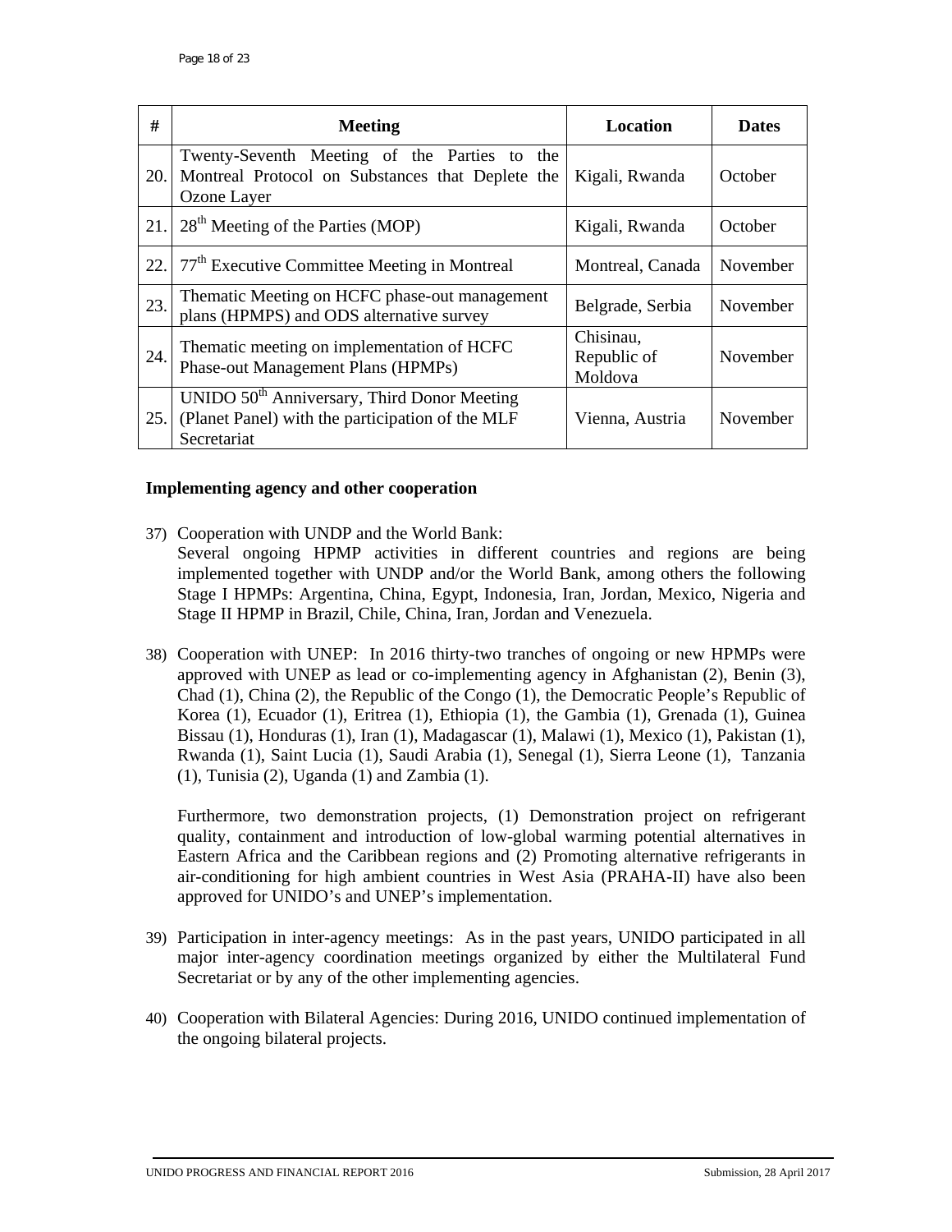| # | Meeting | Location | Dates |
|---|---|---|---|
| 20. | Twenty-Seventh Meeting of the Parties to the Montreal Protocol on Substances that Deplete the Ozone Layer | Kigali, Rwanda | October |
| 21. | 28th Meeting of the Parties (MOP) | Kigali, Rwanda | October |
| 22. | 77th Executive Committee Meeting in Montreal | Montreal, Canada | November |
| 23. | Thematic Meeting on HCFC phase-out management plans (HPMPS) and ODS alternative survey | Belgrade, Serbia | November |
| 24. | Thematic meeting on implementation of HCFC Phase-out Management Plans (HPMPs) | Chisinau, Republic of Moldova | November |
| 25. | UNIDO 50th Anniversary, Third Donor Meeting (Planet Panel) with the participation of the MLF Secretariat | Vienna, Austria | November |

**Implementing agency and other cooperation**

37) Cooperation with UNDP and the World Bank:
Several ongoing HPMP activities in different countries and regions are being implemented together with UNDP and/or the World Bank, among others the following Stage I HPMPs: Argentina, China, Egypt, Indonesia, Iran, Jordan, Mexico, Nigeria and Stage II HPMP in Brazil, Chile, China, Iran, Jordan and Venezuela.

38) Cooperation with UNEP: In 2016 thirty-two tranches of ongoing or new HPMPs were approved with UNEP as lead or co-implementing agency in Afghanistan (2), Benin (3), Chad (1), China (2), the Republic of the Congo (1), the Democratic People's Republic of Korea (1), Ecuador (1), Eritrea (1), Ethiopia (1), the Gambia (1), Grenada (1), Guinea Bissau (1), Honduras (1), Iran (1), Madagascar (1), Malawi (1), Mexico (1), Pakistan (1), Rwanda (1), Saint Lucia (1), Saudi Arabia (1), Senegal (1), Sierra Leone (1), Tanzania (1), Tunisia (2), Uganda (1) and Zambia (1).

Furthermore, two demonstration projects, (1) Demonstration project on refrigerant quality, containment and introduction of low-global warming potential alternatives in Eastern Africa and the Caribbean regions and (2) Promoting alternative refrigerants in air-conditioning for high ambient countries in West Asia (PRAHA-II) have also been approved for UNIDO's and UNEP's implementation.

39) Participation in inter-agency meetings: As in the past years, UNIDO participated in all major inter-agency coordination meetings organized by either the Multilateral Fund Secretariat or by any of the other implementing agencies.

40) Cooperation with Bilateral Agencies: During 2016, UNIDO continued implementation of the ongoing bilateral projects.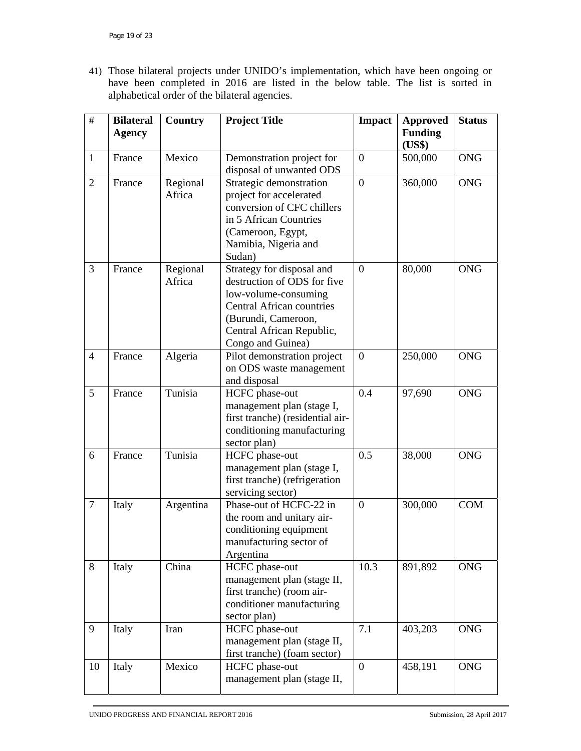41) Those bilateral projects under UNIDO's implementation, which have been ongoing or have been completed in 2016 are listed in the below table. The list is sorted in alphabetical order of the bilateral agencies.

| # | Bilateral Agency | Country | Project Title | Impact | Approved Funding (US$) | Status |
|---|---|---|---|---|---|---|
| 1 | France | Mexico | Demonstration project for disposal of unwanted ODS | 0 | 500,000 | ONG |
| 2 | France | Regional Africa | Strategic demonstration project for accelerated conversion of CFC chillers in 5 African Countries (Cameroon, Egypt, Namibia, Nigeria and Sudan) | 0 | 360,000 | ONG |
| 3 | France | Regional Africa | Strategy for disposal and destruction of ODS for five low-volume-consuming Central African countries (Burundi, Cameroon, Central African Republic, Congo and Guinea) | 0 | 80,000 | ONG |
| 4 | France | Algeria | Pilot demonstration project on ODS waste management and disposal | 0 | 250,000 | ONG |
| 5 | France | Tunisia | HCFC phase-out management plan (stage I, first tranche) (residential air-conditioning manufacturing sector plan) | 0.4 | 97,690 | ONG |
| 6 | France | Tunisia | HCFC phase-out management plan (stage I, first tranche) (refrigeration servicing sector) | 0.5 | 38,000 | ONG |
| 7 | Italy | Argentina | Phase-out of HCFC-22 in the room and unitary air-conditioning equipment manufacturing sector of Argentina | 0 | 300,000 | COM |
| 8 | Italy | China | HCFC phase-out management plan (stage II, first tranche) (room air-conditioner manufacturing sector plan) | 10.3 | 891,892 | ONG |
| 9 | Italy | Iran | HCFC phase-out management plan (stage II, first tranche) (foam sector) | 7.1 | 403,203 | ONG |
| 10 | Italy | Mexico | HCFC phase-out management plan (stage II, | 0 | 458,191 | ONG |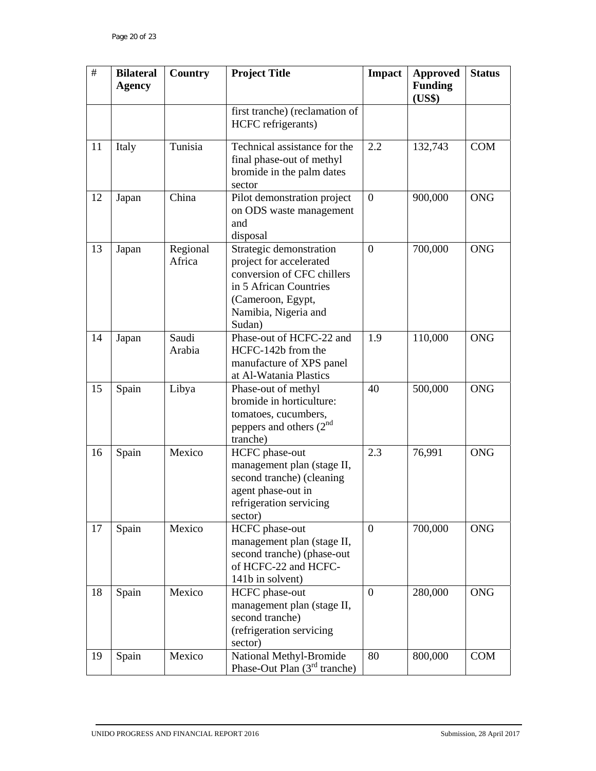| # | Bilateral Agency | Country | Project Title | Impact | Approved Funding (US$) | Status |
|---|---|---|---|---|---|---|
| | | | first tranche) (reclamation of HCFC refrigerants) | | | |
| 11 | Italy | Tunisia | Technical assistance for the final phase-out of methyl bromide in the palm dates sector | 2.2 | 132,743 | COM |
| 12 | Japan | China | Pilot demonstration project on ODS waste management and disposal | 0 | 900,000 | ONG |
| 13 | Japan | Regional Africa | Strategic demonstration project for accelerated conversion of CFC chillers in 5 African Countries (Cameroon, Egypt, Namibia, Nigeria and Sudan) | 0 | 700,000 | ONG |
| 14 | Japan | Saudi Arabia | Phase-out of HCFC-22 and HCFC-142b from the manufacture of XPS panel at Al-Watania Plastics | 1.9 | 110,000 | ONG |
| 15 | Spain | Libya | Phase-out of methyl bromide in horticulture: tomatoes, cucumbers, peppers and others (2nd tranche) | 40 | 500,000 | ONG |
| 16 | Spain | Mexico | HCFC phase-out management plan (stage II, second tranche) (cleaning agent phase-out in refrigeration servicing sector) | 2.3 | 76,991 | ONG |
| 17 | Spain | Mexico | HCFC phase-out management plan (stage II, second tranche) (phase-out of HCFC-22 and HCFC-141b in solvent) | 0 | 700,000 | ONG |
| 18 | Spain | Mexico | HCFC phase-out management plan (stage II, second tranche) (refrigeration servicing sector) | 0 | 280,000 | ONG |
| 19 | Spain | Mexico | National Methyl-Bromide Phase-Out Plan (3rd tranche) | 80 | 800,000 | COM |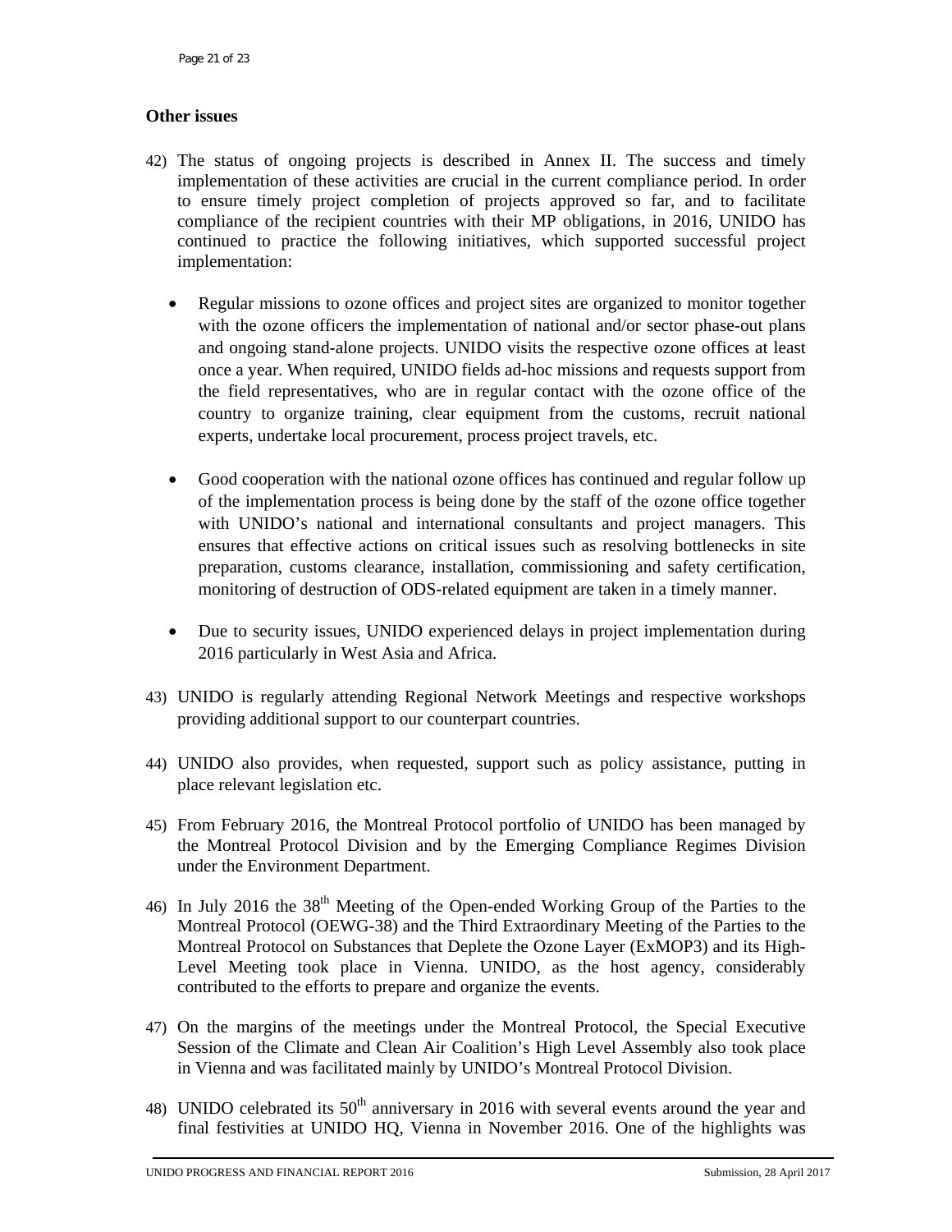**Other issues**

42) The status of ongoing projects is described in Annex II. The success and timely implementation of these activities are crucial in the current compliance period. In order to ensure timely project completion of projects approved so far, and to facilitate compliance of the recipient countries with their MP obligations, in 2016, UNIDO has continued to practice the following initiatives, which supported successful project implementation:

    - Regular missions to ozone offices and project sites are organized to monitor together with the ozone officers the implementation of national and/or sector phase-out plans and ongoing stand-alone projects. UNIDO visits the respective ozone offices at least once a year. When required, UNIDO fields ad-hoc missions and requests support from the field representatives, who are in regular contact with the ozone office of the country to organize training, clear equipment from the customs, recruit national experts, undertake local procurement, process project travels, etc.

    - Good cooperation with the national ozone offices has continued and regular follow up of the implementation process is being done by the staff of the ozone office together with UNIDO's national and international consultants and project managers. This ensures that effective actions on critical issues such as resolving bottlenecks in site preparation, customs clearance, installation, commissioning and safety certification, monitoring of destruction of ODS-related equipment are taken in a timely manner.

    - Due to security issues, UNIDO experienced delays in project implementation during 2016 particularly in West Asia and Africa.

43) UNIDO is regularly attending Regional Network Meetings and respective workshops providing additional support to our counterpart countries.

44) UNIDO also provides, when requested, support such as policy assistance, putting in place relevant legislation etc.

45) From February 2016, the Montreal Protocol portfolio of UNIDO has been managed by the Montreal Protocol Division and by the Emerging Compliance Regimes Division under the Environment Department.

46) In July 2016 the 38th Meeting of the Open-ended Working Group of the Parties to the Montreal Protocol (OEWG-38) and the Third Extraordinary Meeting of the Parties to the Montreal Protocol on Substances that Deplete the Ozone Layer (ExMOP3) and its High-Level Meeting took place in Vienna. UNIDO, as the host agency, considerably contributed to the efforts to prepare and organize the events.

47) On the margins of the meetings under the Montreal Protocol, the Special Executive Session of the Climate and Clean Air Coalition's High Level Assembly also took place in Vienna and was facilitated mainly by UNIDO's Montreal Protocol Division.

48) UNIDO celebrated its 50th anniversary in 2016 with several events around the year and final festivities at UNIDO HQ, Vienna in November 2016. One of the highlights was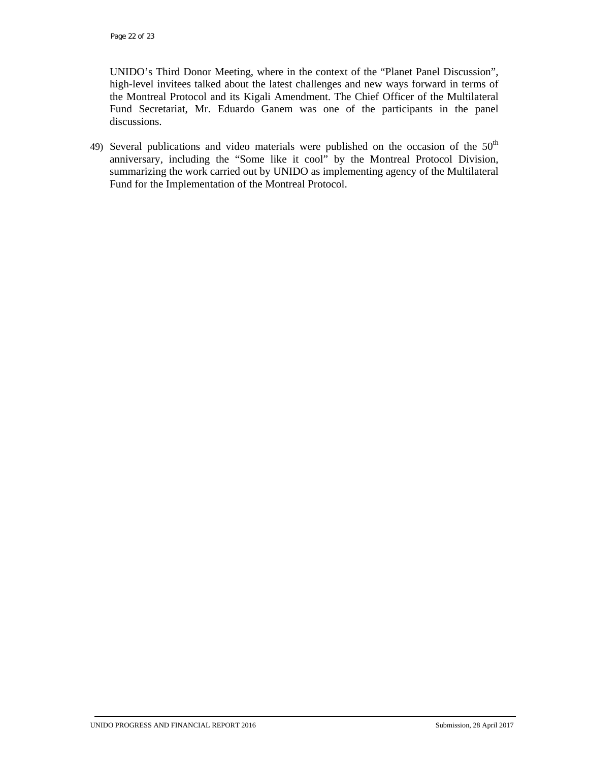UNIDO's Third Donor Meeting, where in the context of the "Planet Panel Discussion", high-level invitees talked about the latest challenges and new ways forward in terms of the Montreal Protocol and its Kigali Amendment. The Chief Officer of the Multilateral Fund Secretariat, Mr. Eduardo Ganem was one of the participants in the panel discussions.

49) Several publications and video materials were published on the occasion of the 50$^{th}$ anniversary, including the "Some like it cool" by the Montreal Protocol Division, summarizing the work carried out by UNIDO as implementing agency of the Multilateral Fund for the Implementation of the Montreal Protocol.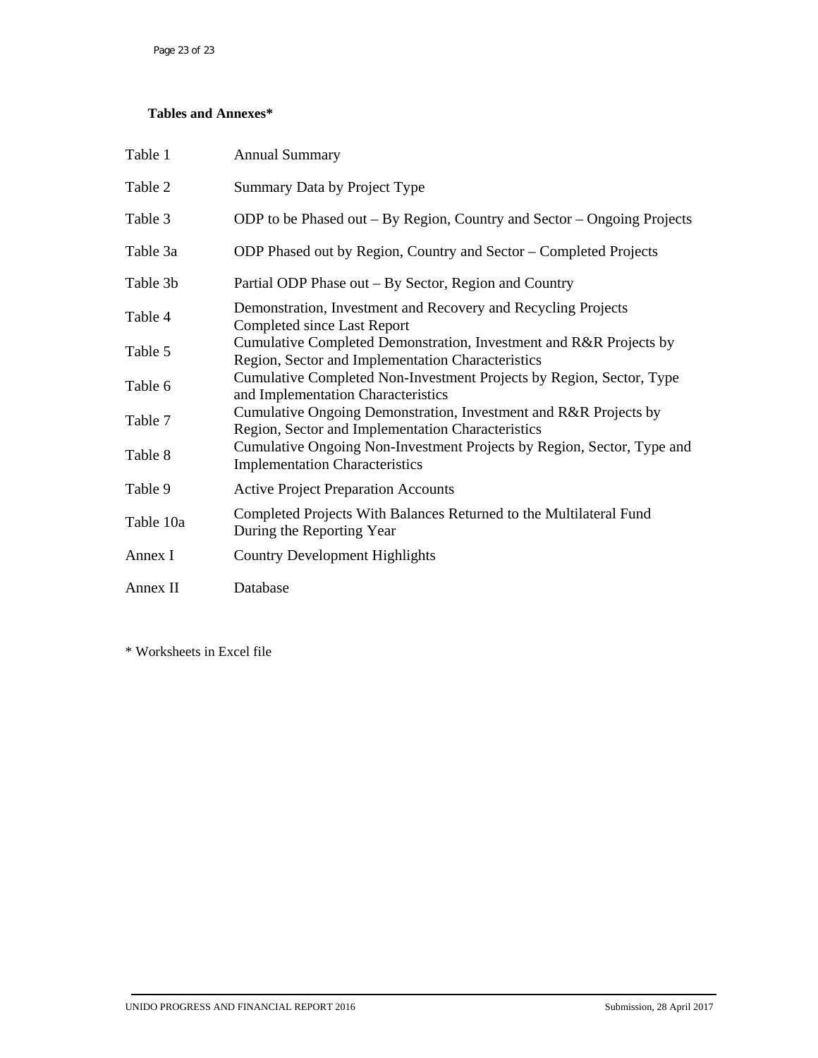**Tables and Annexes***

| | |
|---|---|
| Table 1 | Annual Summary |
| Table 2 | Summary Data by Project Type |
| Table 3 | ODP to be Phased out – By Region, Country and Sector – Ongoing Projects |
| Table 3a | ODP Phased out by Region, Country and Sector – Completed Projects |
| Table 3b | Partial ODP Phase out – By Sector, Region and Country |
| Table 4 | Demonstration, Investment and Recovery and Recycling Projects Completed since Last Report |
| Table 5 | Cumulative Completed Demonstration, Investment and R&R Projects by Region, Sector and Implementation Characteristics |
| Table 6 | Cumulative Completed Non-Investment Projects by Region, Sector, Type and Implementation Characteristics |
| Table 7 | Cumulative Ongoing Demonstration, Investment and R&R Projects by Region, Sector and Implementation Characteristics |
| Table 8 | Cumulative Ongoing Non-Investment Projects by Region, Sector, Type and Implementation Characteristics |
| Table 9 | Active Project Preparation Accounts |
| Table 10a | Completed Projects With Balances Returned to the Multilateral Fund During the Reporting Year |
| Annex I | Country Development Highlights |
| Annex II | Database |

* Worksheets in Excel file